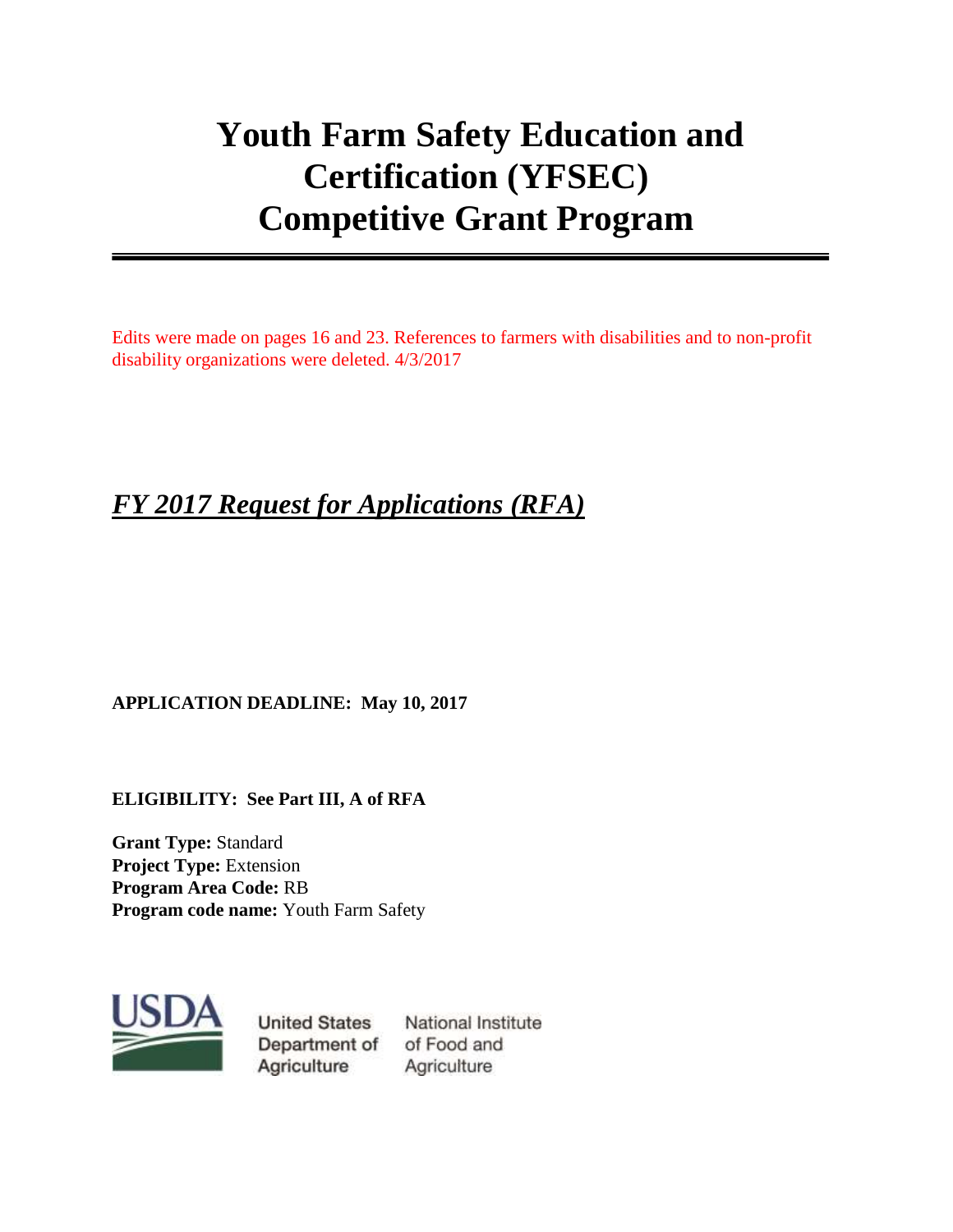# Youth Farm Safety Education and Certification (YFSEC) Competitive Grant Program

Edits were made on pages 16 and 23. References to farmers with disabilities and to non-profit disability organizations were deleted. 4/3/2017

## *FY 2017 Request for Applications (RFA)*

**APPLICATION DEADLINE: May 10, 2017**

**ELIGIBILITY: See Part III, A of RFA**

**Grant Type:** Standard
**Project Type:** Extension
**Program Area Code:** RB
**Program code name:** Youth Farm Safety

United States Department of Agriculture

National Institute of Food and Agriculture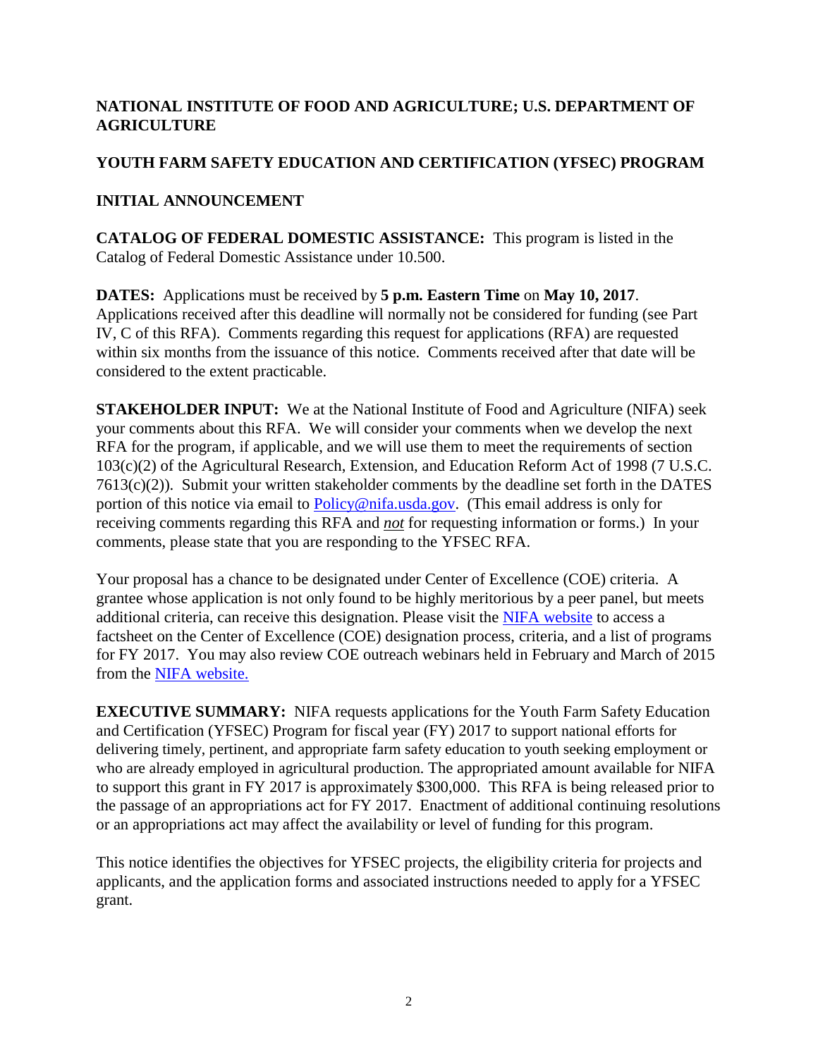**NATIONAL INSTITUTE OF FOOD AND AGRICULTURE; U.S. DEPARTMENT OF AGRICULTURE**

**YOUTH FARM SAFETY EDUCATION AND CERTIFICATION (YFSEC) PROGRAM**

**INITIAL ANNOUNCEMENT**

**CATALOG OF FEDERAL DOMESTIC ASSISTANCE:** This program is listed in the Catalog of Federal Domestic Assistance under 10.500.

**DATES:** Applications must be received by **5 p.m. Eastern Time** on **May 10, 2017**. Applications received after this deadline will normally not be considered for funding (see Part IV, C of this RFA). Comments regarding this request for applications (RFA) are requested within six months from the issuance of this notice. Comments received after that date will be considered to the extent practicable.

**STAKEHOLDER INPUT:** We at the National Institute of Food and Agriculture (NIFA) seek your comments about this RFA. We will consider your comments when we develop the next RFA for the program, if applicable, and we will use them to meet the requirements of section 103(c)(2) of the Agricultural Research, Extension, and Education Reform Act of 1998 (7 U.S.C. 7613(c)(2)). Submit your written stakeholder comments by the deadline set forth in the DATES portion of this notice via email to Policy@nifa.usda.gov. (This email address is only for receiving comments regarding this RFA and ***not*** for requesting information or forms.) In your comments, please state that you are responding to the YFSEC RFA.

Your proposal has a chance to be designated under Center of Excellence (COE) criteria. A grantee whose application is not only found to be highly meritorious by a peer panel, but meets additional criteria, can receive this designation. Please visit the NIFA website to access a factsheet on the Center of Excellence (COE) designation process, criteria, and a list of programs for FY 2017. You may also review COE outreach webinars held in February and March of 2015 from the NIFA website.

**EXECUTIVE SUMMARY:** NIFA requests applications for the Youth Farm Safety Education and Certification (YFSEC) Program for fiscal year (FY) 2017 to support national efforts for delivering timely, pertinent, and appropriate farm safety education to youth seeking employment or who are already employed in agricultural production. The appropriated amount available for NIFA to support this grant in FY 2017 is approximately $300,000. This RFA is being released prior to the passage of an appropriations act for FY 2017. Enactment of additional continuing resolutions or an appropriations act may affect the availability or level of funding for this program.

This notice identifies the objectives for YFSEC projects, the eligibility criteria for projects and applicants, and the application forms and associated instructions needed to apply for a YFSEC grant.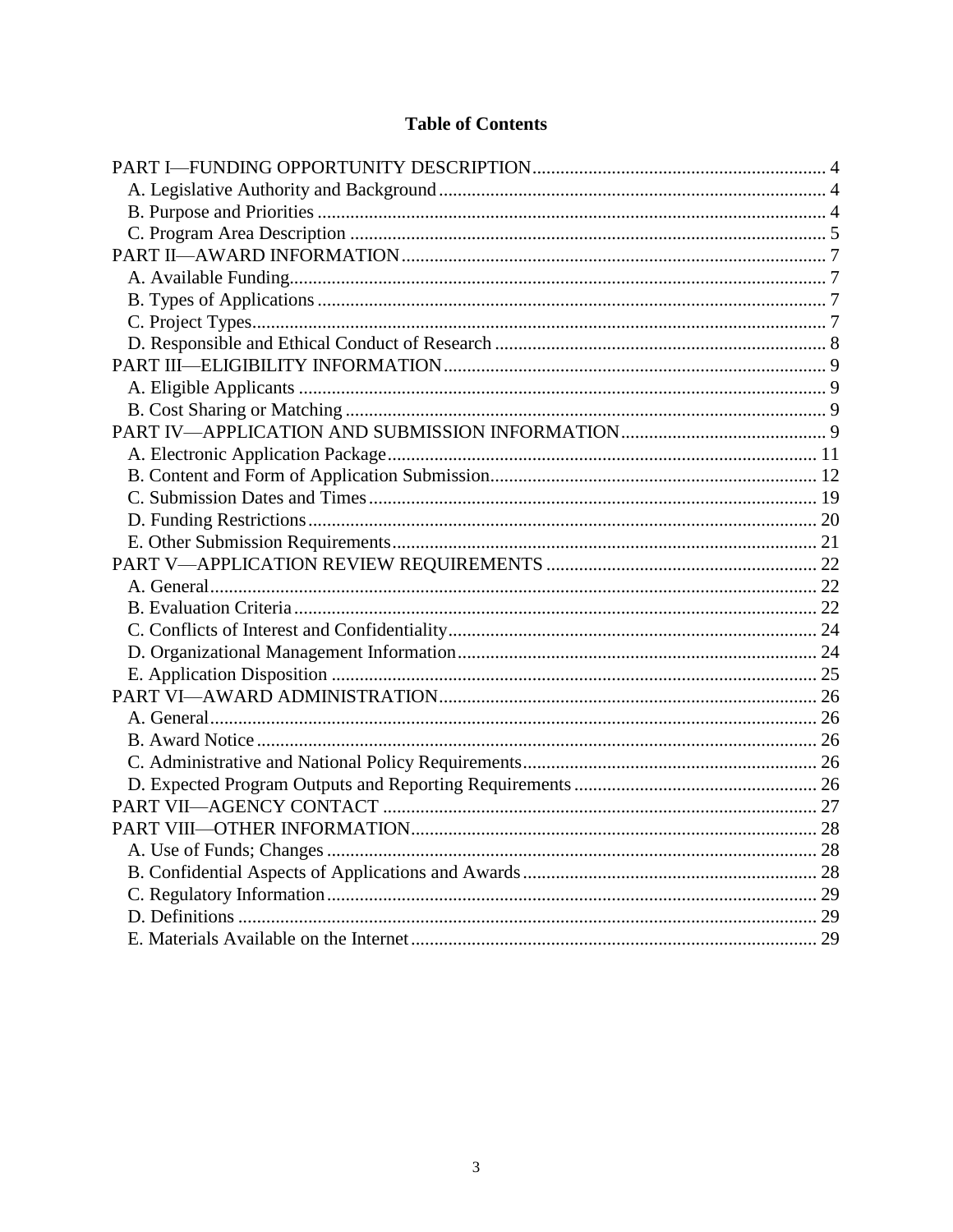## Table of Contents

PART I—FUNDING OPPORTUNITY DESCRIPTION .... 4
- A. Legislative Authority and Background .... 4
- B. Purpose and Priorities .... 4
- C. Program Area Description .... 5

PART II—AWARD INFORMATION .... 7
- A. Available Funding .... 7
- B. Types of Applications .... 7
- C. Project Types .... 7
- D. Responsible and Ethical Conduct of Research .... 8

PART III—ELIGIBILITY INFORMATION .... 9
- A. Eligible Applicants .... 9
- B. Cost Sharing or Matching .... 9

PART IV—APPLICATION AND SUBMISSION INFORMATION .... 9
- A. Electronic Application Package .... 11
- B. Content and Form of Application Submission .... 12
- C. Submission Dates and Times .... 19
- D. Funding Restrictions .... 20
- E. Other Submission Requirements .... 21

PART V—APPLICATION REVIEW REQUIREMENTS .... 22
- A. General .... 22
- B. Evaluation Criteria .... 22
- C. Conflicts of Interest and Confidentiality .... 24
- D. Organizational Management Information .... 24
- E. Application Disposition .... 25

PART VI—AWARD ADMINISTRATION .... 26
- A. General .... 26
- B. Award Notice .... 26
- C. Administrative and National Policy Requirements .... 26
- D. Expected Program Outputs and Reporting Requirements .... 26

PART VII—AGENCY CONTACT .... 27

PART VIII—OTHER INFORMATION .... 28
- A. Use of Funds; Changes .... 28
- B. Confidential Aspects of Applications and Awards .... 28
- C. Regulatory Information .... 29
- D. Definitions .... 29
- E. Materials Available on the Internet .... 29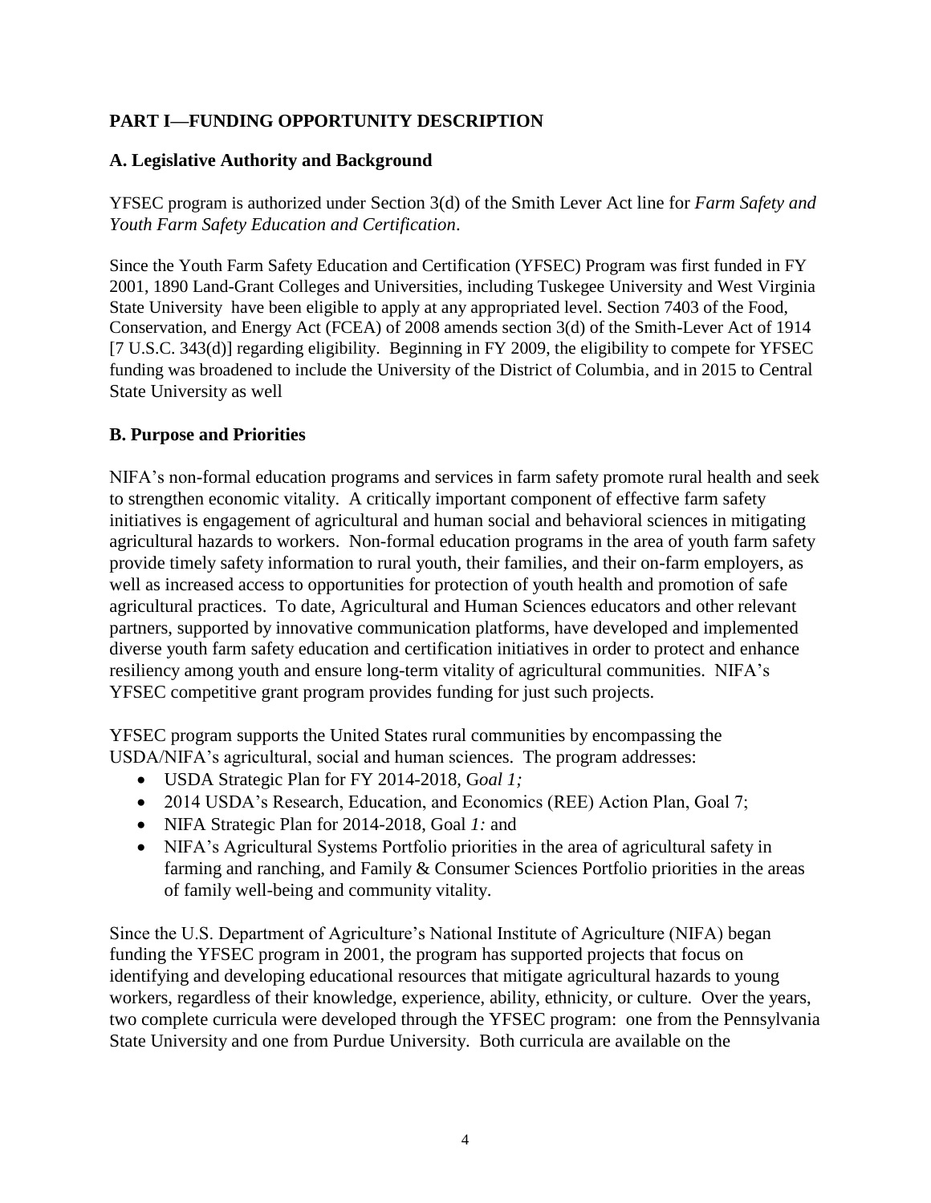## PART I—FUNDING OPPORTUNITY DESCRIPTION

### A. Legislative Authority and Background

YFSEC program is authorized under Section 3(d) of the Smith Lever Act line for *Farm Safety and Youth Farm Safety Education and Certification*.

Since the Youth Farm Safety Education and Certification (YFSEC) Program was first funded in FY 2001, 1890 Land-Grant Colleges and Universities, including Tuskegee University and West Virginia State University have been eligible to apply at any appropriated level. Section 7403 of the Food, Conservation, and Energy Act (FCEA) of 2008 amends section 3(d) of the Smith-Lever Act of 1914 [7 U.S.C. 343(d)] regarding eligibility. Beginning in FY 2009, the eligibility to compete for YFSEC funding was broadened to include the University of the District of Columbia, and in 2015 to Central State University as well

### B. Purpose and Priorities

NIFA's non-formal education programs and services in farm safety promote rural health and seek to strengthen economic vitality. A critically important component of effective farm safety initiatives is engagement of agricultural and human social and behavioral sciences in mitigating agricultural hazards to workers. Non-formal education programs in the area of youth farm safety provide timely safety information to rural youth, their families, and their on-farm employers, as well as increased access to opportunities for protection of youth health and promotion of safe agricultural practices. To date, Agricultural and Human Sciences educators and other relevant partners, supported by innovative communication platforms, have developed and implemented diverse youth farm safety education and certification initiatives in order to protect and enhance resiliency among youth and ensure long-term vitality of agricultural communities. NIFA's YFSEC competitive grant program provides funding for just such projects.

YFSEC program supports the United States rural communities by encompassing the USDA/NIFA's agricultural, social and human sciences. The program addresses:

- USDA Strategic Plan for FY 2014-2018, G*oal 1;*
- 2014 USDA's Research, Education, and Economics (REE) Action Plan, Goal 7;
- NIFA Strategic Plan for 2014-2018, Goal *1:* and
- NIFA's Agricultural Systems Portfolio priorities in the area of agricultural safety in farming and ranching, and Family & Consumer Sciences Portfolio priorities in the areas of family well-being and community vitality.

Since the U.S. Department of Agriculture's National Institute of Agriculture (NIFA) began funding the YFSEC program in 2001, the program has supported projects that focus on identifying and developing educational resources that mitigate agricultural hazards to young workers, regardless of their knowledge, experience, ability, ethnicity, or culture. Over the years, two complete curricula were developed through the YFSEC program: one from the Pennsylvania State University and one from Purdue University. Both curricula are available on the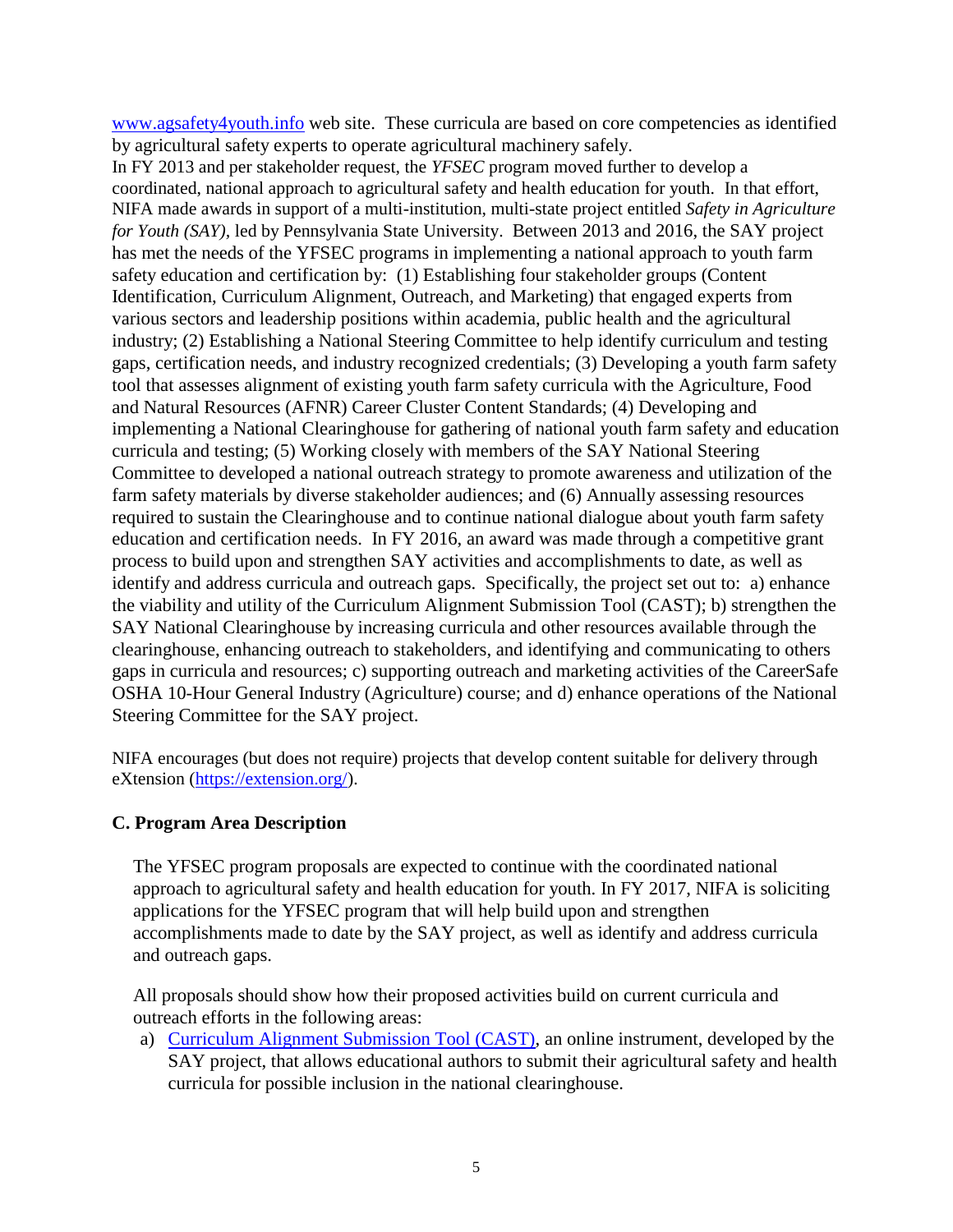[www.agsafety4youth.info](http://www.agsafety4youth.info) web site. These curricula are based on core competencies as identified by agricultural safety experts to operate agricultural machinery safely.

In FY 2013 and per stakeholder request, the *YFSEC* program moved further to develop a coordinated, national approach to agricultural safety and health education for youth. In that effort, NIFA made awards in support of a multi-institution, multi-state project entitled *Safety in Agriculture for Youth (SAY)*, led by Pennsylvania State University. Between 2013 and 2016, the SAY project has met the needs of the YFSEC programs in implementing a national approach to youth farm safety education and certification by: (1) Establishing four stakeholder groups (Content Identification, Curriculum Alignment, Outreach, and Marketing) that engaged experts from various sectors and leadership positions within academia, public health and the agricultural industry; (2) Establishing a National Steering Committee to help identify curriculum and testing gaps, certification needs, and industry recognized credentials; (3) Developing a youth farm safety tool that assesses alignment of existing youth farm safety curricula with the Agriculture, Food and Natural Resources (AFNR) Career Cluster Content Standards; (4) Developing and implementing a National Clearinghouse for gathering of national youth farm safety and education curricula and testing; (5) Working closely with members of the SAY National Steering Committee to developed a national outreach strategy to promote awareness and utilization of the farm safety materials by diverse stakeholder audiences; and (6) Annually assessing resources required to sustain the Clearinghouse and to continue national dialogue about youth farm safety education and certification needs. In FY 2016, an award was made through a competitive grant process to build upon and strengthen SAY activities and accomplishments to date, as well as identify and address curricula and outreach gaps. Specifically, the project set out to: a) enhance the viability and utility of the Curriculum Alignment Submission Tool (CAST); b) strengthen the SAY National Clearinghouse by increasing curricula and other resources available through the clearinghouse, enhancing outreach to stakeholders, and identifying and communicating to others gaps in curricula and resources; c) supporting outreach and marketing activities of the CareerSafe OSHA 10-Hour General Industry (Agriculture) course; and d) enhance operations of the National Steering Committee for the SAY project.

NIFA encourages (but does not require) projects that develop content suitable for delivery through eXtension ([https://extension.org/](https://extension.org/)).

## C. Program Area Description

The YFSEC program proposals are expected to continue with the coordinated national approach to agricultural safety and health education for youth. In FY 2017, NIFA is soliciting applications for the YFSEC program that will help build upon and strengthen accomplishments made to date by the SAY project, as well as identify and address curricula and outreach gaps.

All proposals should show how their proposed activities build on current curricula and outreach efforts in the following areas:

a) Curriculum Alignment Submission Tool (CAST), an online instrument, developed by the SAY project, that allows educational authors to submit their agricultural safety and health curricula for possible inclusion in the national clearinghouse.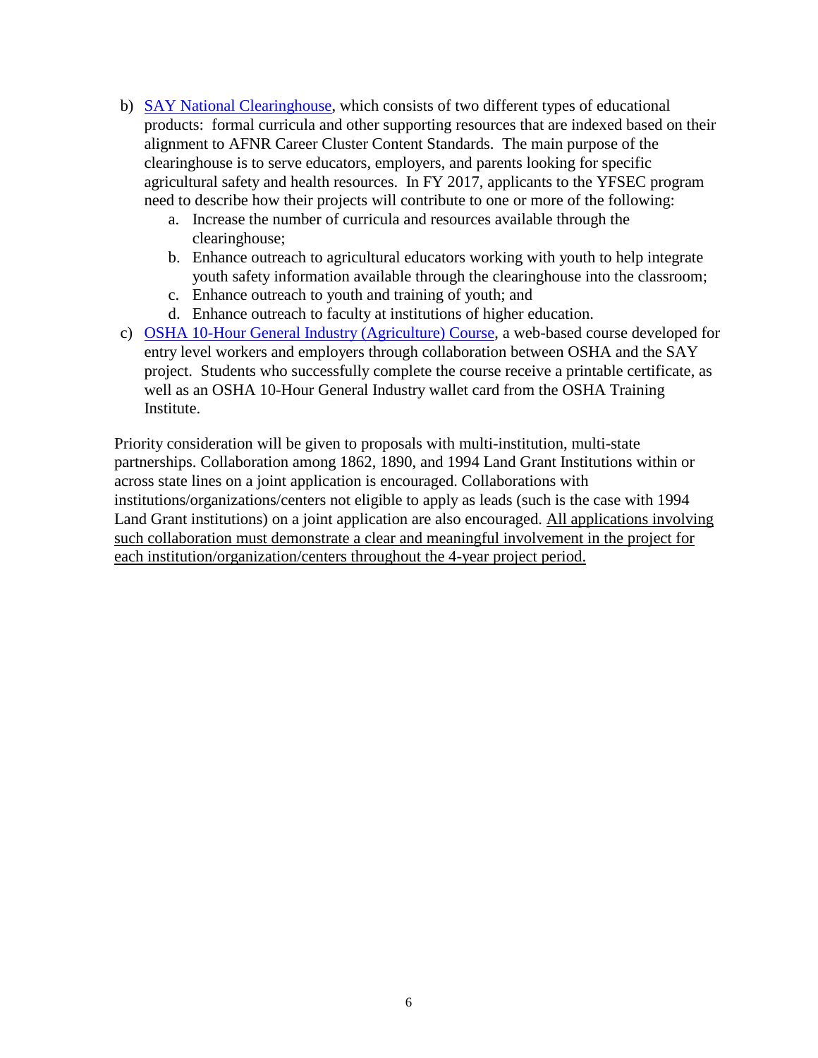b) SAY National Clearinghouse, which consists of two different types of educational products: formal curricula and other supporting resources that are indexed based on their alignment to AFNR Career Cluster Content Standards. The main purpose of the clearinghouse is to serve educators, employers, and parents looking for specific agricultural safety and health resources. In FY 2017, applicants to the YFSEC program need to describe how their projects will contribute to one or more of the following:

   a. Increase the number of curricula and resources available through the clearinghouse;
   b. Enhance outreach to agricultural educators working with youth to help integrate youth safety information available through the clearinghouse into the classroom;
   c. Enhance outreach to youth and training of youth; and
   d. Enhance outreach to faculty at institutions of higher education.

c) OSHA 10-Hour General Industry (Agriculture) Course, a web-based course developed for entry level workers and employers through collaboration between OSHA and the SAY project. Students who successfully complete the course receive a printable certificate, as well as an OSHA 10-Hour General Industry wallet card from the OSHA Training Institute.

Priority consideration will be given to proposals with multi-institution, multi-state partnerships. Collaboration among 1862, 1890, and 1994 Land Grant Institutions within or across state lines on a joint application is encouraged. Collaborations with institutions/organizations/centers not eligible to apply as leads (such is the case with 1994 Land Grant institutions) on a joint application are also encouraged. <u>All applications involving such collaboration must demonstrate a clear and meaningful involvement in the project for each institution/organization/centers throughout the 4-year project period.</u>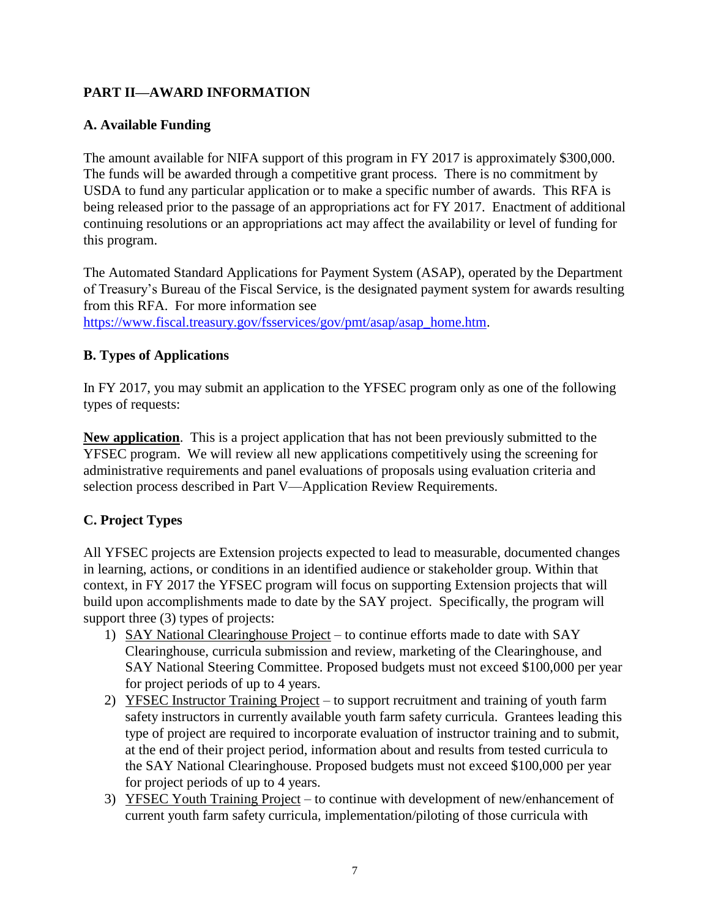## PART II—AWARD INFORMATION

### A. Available Funding

The amount available for NIFA support of this program in FY 2017 is approximately $300,000. The funds will be awarded through a competitive grant process. There is no commitment by USDA to fund any particular application or to make a specific number of awards. This RFA is being released prior to the passage of an appropriations act for FY 2017. Enactment of additional continuing resolutions or an appropriations act may affect the availability or level of funding for this program.

The Automated Standard Applications for Payment System (ASAP), operated by the Department of Treasury's Bureau of the Fiscal Service, is the designated payment system for awards resulting from this RFA. For more information see [https://www.fiscal.treasury.gov/fsservices/gov/pmt/asap/asap_home.htm](https://www.fiscal.treasury.gov/fsservices/gov/pmt/asap/asap_home.htm).

### B. Types of Applications

In FY 2017, you may submit an application to the YFSEC program only as one of the following types of requests:

**New application**. This is a project application that has not been previously submitted to the YFSEC program. We will review all new applications competitively using the screening for administrative requirements and panel evaluations of proposals using evaluation criteria and selection process described in Part V—Application Review Requirements.

### C. Project Types

All YFSEC projects are Extension projects expected to lead to measurable, documented changes in learning, actions, or conditions in an identified audience or stakeholder group. Within that context, in FY 2017 the YFSEC program will focus on supporting Extension projects that will build upon accomplishments made to date by the SAY project. Specifically, the program will support three (3) types of projects:

1) SAY National Clearinghouse Project – to continue efforts made to date with SAY Clearinghouse, curricula submission and review, marketing of the Clearinghouse, and SAY National Steering Committee. Proposed budgets must not exceed $100,000 per year for project periods of up to 4 years.
2) YFSEC Instructor Training Project – to support recruitment and training of youth farm safety instructors in currently available youth farm safety curricula. Grantees leading this type of project are required to incorporate evaluation of instructor training and to submit, at the end of their project period, information about and results from tested curricula to the SAY National Clearinghouse. Proposed budgets must not exceed $100,000 per year for project periods of up to 4 years.
3) YFSEC Youth Training Project – to continue with development of new/enhancement of current youth farm safety curricula, implementation/piloting of those curricula with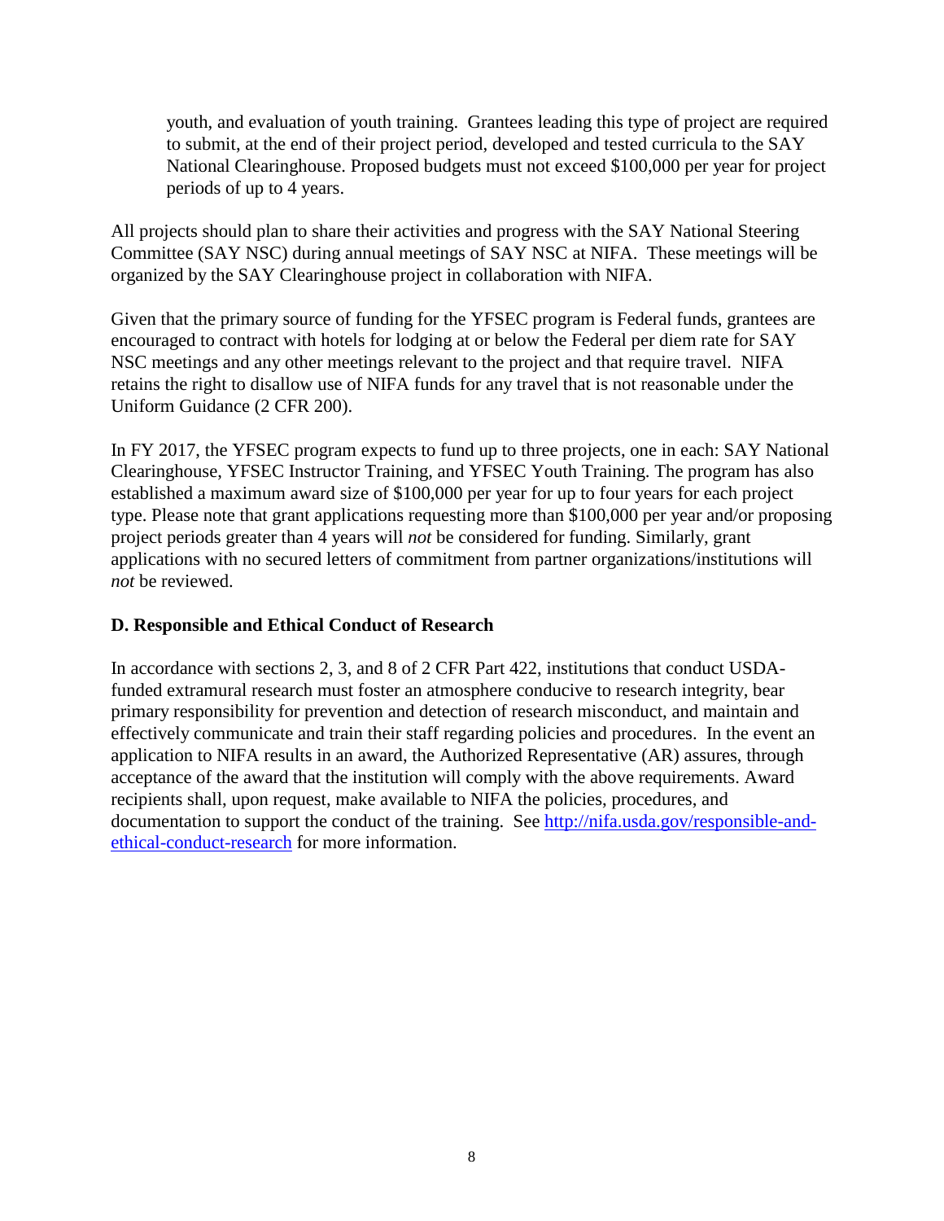youth, and evaluation of youth training. Grantees leading this type of project are required to submit, at the end of their project period, developed and tested curricula to the SAY National Clearinghouse. Proposed budgets must not exceed $100,000 per year for project periods of up to 4 years.

All projects should plan to share their activities and progress with the SAY National Steering Committee (SAY NSC) during annual meetings of SAY NSC at NIFA. These meetings will be organized by the SAY Clearinghouse project in collaboration with NIFA.

Given that the primary source of funding for the YFSEC program is Federal funds, grantees are encouraged to contract with hotels for lodging at or below the Federal per diem rate for SAY NSC meetings and any other meetings relevant to the project and that require travel. NIFA retains the right to disallow use of NIFA funds for any travel that is not reasonable under the Uniform Guidance (2 CFR 200).

In FY 2017, the YFSEC program expects to fund up to three projects, one in each: SAY National Clearinghouse, YFSEC Instructor Training, and YFSEC Youth Training. The program has also established a maximum award size of $100,000 per year for up to four years for each project type. Please note that grant applications requesting more than $100,000 per year and/or proposing project periods greater than 4 years will *not* be considered for funding. Similarly, grant applications with no secured letters of commitment from partner organizations/institutions will *not* be reviewed.

### D. Responsible and Ethical Conduct of Research

In accordance with sections 2, 3, and 8 of 2 CFR Part 422, institutions that conduct USDA-funded extramural research must foster an atmosphere conducive to research integrity, bear primary responsibility for prevention and detection of research misconduct, and maintain and effectively communicate and train their staff regarding policies and procedures. In the event an application to NIFA results in an award, the Authorized Representative (AR) assures, through acceptance of the award that the institution will comply with the above requirements. Award recipients shall, upon request, make available to NIFA the policies, procedures, and documentation to support the conduct of the training. See [http://nifa.usda.gov/responsible-and-ethical-conduct-research](http://nifa.usda.gov/responsible-and-ethical-conduct-research) for more information.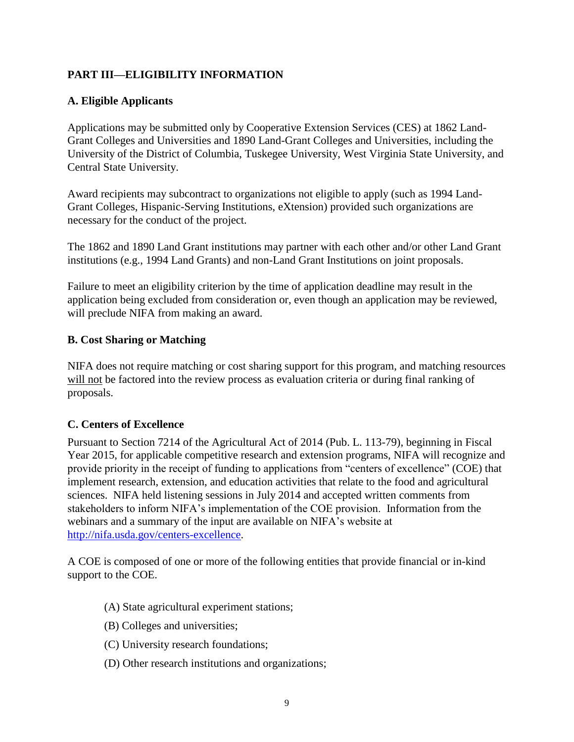## PART III—ELIGIBILITY INFORMATION

### A. Eligible Applicants

Applications may be submitted only by Cooperative Extension Services (CES) at 1862 Land-Grant Colleges and Universities and 1890 Land-Grant Colleges and Universities, including the University of the District of Columbia, Tuskegee University, West Virginia State University, and Central State University.

Award recipients may subcontract to organizations not eligible to apply (such as 1994 Land-Grant Colleges, Hispanic-Serving Institutions, eXtension) provided such organizations are necessary for the conduct of the project.

The 1862 and 1890 Land Grant institutions may partner with each other and/or other Land Grant institutions (e.g., 1994 Land Grants) and non-Land Grant Institutions on joint proposals.

Failure to meet an eligibility criterion by the time of application deadline may result in the application being excluded from consideration or, even though an application may be reviewed, will preclude NIFA from making an award.

### B. Cost Sharing or Matching

NIFA does not require matching or cost sharing support for this program, and matching resources will not be factored into the review process as evaluation criteria or during final ranking of proposals.

### C. Centers of Excellence

Pursuant to Section 7214 of the Agricultural Act of 2014 (Pub. L. 113-79), beginning in Fiscal Year 2015, for applicable competitive research and extension programs, NIFA will recognize and provide priority in the receipt of funding to applications from "centers of excellence" (COE) that implement research, extension, and education activities that relate to the food and agricultural sciences. NIFA held listening sessions in July 2014 and accepted written comments from stakeholders to inform NIFA's implementation of the COE provision. Information from the webinars and a summary of the input are available on NIFA's website at http://nifa.usda.gov/centers-excellence.

A COE is composed of one or more of the following entities that provide financial or in-kind support to the COE.

(A) State agricultural experiment stations;

(B) Colleges and universities;

(C) University research foundations;

(D) Other research institutions and organizations;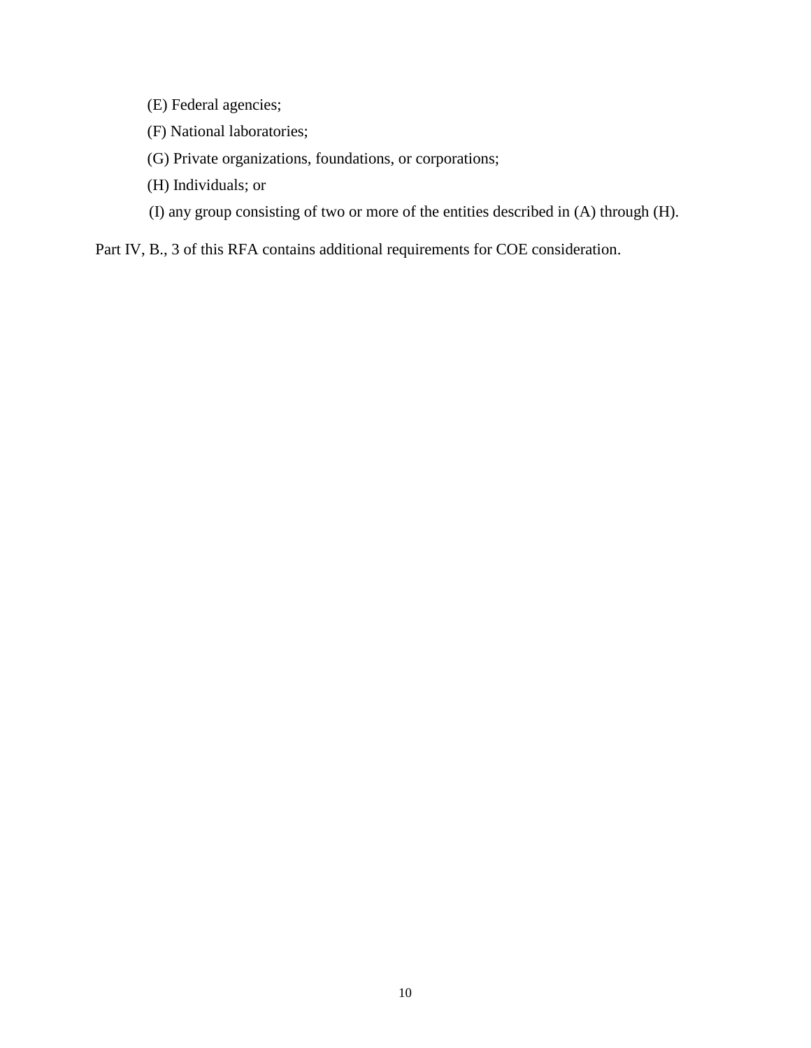(E) Federal agencies;

(F) National laboratories;

(G) Private organizations, foundations, or corporations;

(H) Individuals; or

(I) any group consisting of two or more of the entities described in (A) through (H).

Part IV, B., 3 of this RFA contains additional requirements for COE consideration.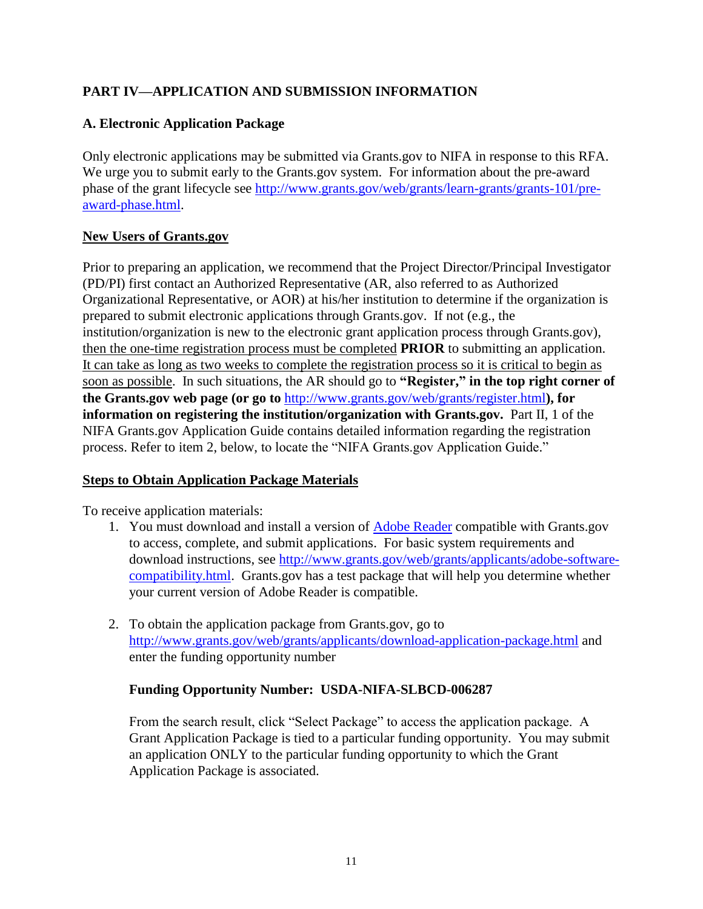## PART IV—APPLICATION AND SUBMISSION INFORMATION

### A. Electronic Application Package

Only electronic applications may be submitted via Grants.gov to NIFA in response to this RFA. We urge you to submit early to the Grants.gov system. For information about the pre-award phase of the grant lifecycle see [http://www.grants.gov/web/grants/learn-grants/grants-101/pre-award-phase.html](http://www.grants.gov/web/grants/learn-grants/grants-101/pre-award-phase.html).

**New Users of Grants.gov**

Prior to preparing an application, we recommend that the Project Director/Principal Investigator (PD/PI) first contact an Authorized Representative (AR, also referred to as Authorized Organizational Representative, or AOR) at his/her institution to determine if the organization is prepared to submit electronic applications through Grants.gov. If not (e.g., the institution/organization is new to the electronic grant application process through Grants.gov), then the one-time registration process must be completed **PRIOR** to submitting an application. It can take as long as two weeks to complete the registration process so it is critical to begin as soon as possible. In such situations, the AR should go to **"Register," in the top right corner of the Grants.gov web page (or go to** [http://www.grants.gov/web/grants/register.html](http://www.grants.gov/web/grants/register.html)**), for information on registering the institution/organization with Grants.gov.** Part II, 1 of the NIFA Grants.gov Application Guide contains detailed information regarding the registration process. Refer to item 2, below, to locate the "NIFA Grants.gov Application Guide."

**Steps to Obtain Application Package Materials**

To receive application materials:

1. You must download and install a version of Adobe Reader compatible with Grants.gov to access, complete, and submit applications. For basic system requirements and download instructions, see [http://www.grants.gov/web/grants/applicants/adobe-software-compatibility.html](http://www.grants.gov/web/grants/applicants/adobe-software-compatibility.html). Grants.gov has a test package that will help you determine whether your current version of Adobe Reader is compatible.

2. To obtain the application package from Grants.gov, go to [http://www.grants.gov/web/grants/applicants/download-application-package.html](http://www.grants.gov/web/grants/applicants/download-application-package.html) and enter the funding opportunity number

   **Funding Opportunity Number: USDA-NIFA-SLBCD-006287**

   From the search result, click "Select Package" to access the application package. A Grant Application Package is tied to a particular funding opportunity. You may submit an application ONLY to the particular funding opportunity to which the Grant Application Package is associated.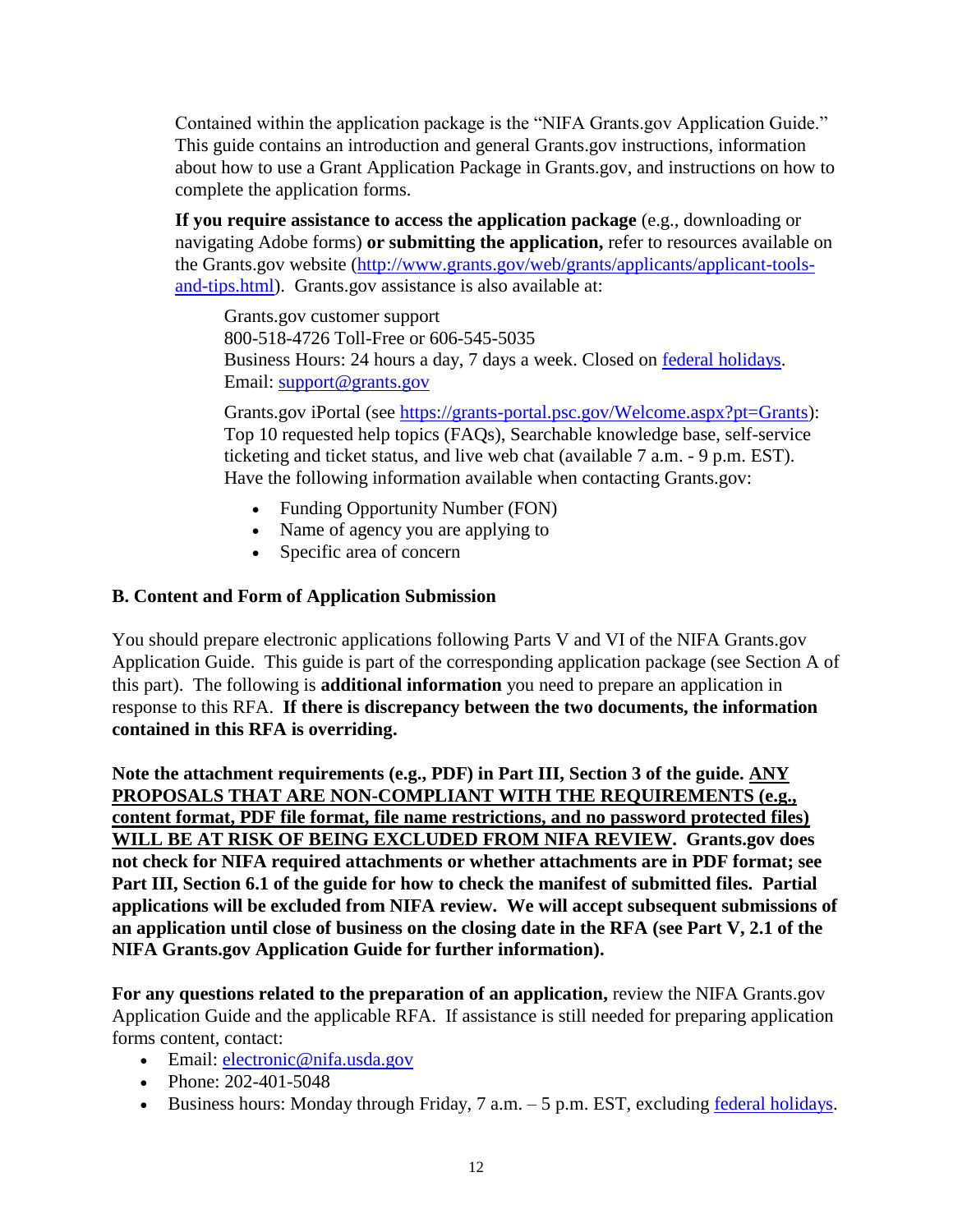Contained within the application package is the "NIFA Grants.gov Application Guide." This guide contains an introduction and general Grants.gov instructions, information about how to use a Grant Application Package in Grants.gov, and instructions on how to complete the application forms.

**If you require assistance to access the application package** (e.g., downloading or navigating Adobe forms) **or submitting the application,** refer to resources available on the Grants.gov website (http://www.grants.gov/web/grants/applicants/applicant-tools-and-tips.html). Grants.gov assistance is also available at:

> Grants.gov customer support
> 800-518-4726 Toll-Free or 606-545-5035
> Business Hours: 24 hours a day, 7 days a week. Closed on federal holidays.
> Email: support@grants.gov
>
> Grants.gov iPortal (see https://grants-portal.psc.gov/Welcome.aspx?pt=Grants): Top 10 requested help topics (FAQs), Searchable knowledge base, self-service ticketing and ticket status, and live web chat (available 7 a.m. - 9 p.m. EST). Have the following information available when contacting Grants.gov:
>
> - Funding Opportunity Number (FON)
> - Name of agency you are applying to
> - Specific area of concern

### B. Content and Form of Application Submission

You should prepare electronic applications following Parts V and VI of the NIFA Grants.gov Application Guide. This guide is part of the corresponding application package (see Section A of this part). The following is **additional information** you need to prepare an application in response to this RFA. **If there is discrepancy between the two documents, the information contained in this RFA is overriding.**

**Note the attachment requirements (e.g., PDF) in Part III, Section 3 of the guide. ANY PROPOSALS THAT ARE NON-COMPLIANT WITH THE REQUIREMENTS (e.g., content format, PDF file format, file name restrictions, and no password protected files) WILL BE AT RISK OF BEING EXCLUDED FROM NIFA REVIEW. Grants.gov does not check for NIFA required attachments or whether attachments are in PDF format; see Part III, Section 6.1 of the guide for how to check the manifest of submitted files. Partial applications will be excluded from NIFA review. We will accept subsequent submissions of an application until close of business on the closing date in the RFA (see Part V, 2.1 of the NIFA Grants.gov Application Guide for further information).**

**For any questions related to the preparation of an application,** review the NIFA Grants.gov Application Guide and the applicable RFA. If assistance is still needed for preparing application forms content, contact:

- Email: electronic@nifa.usda.gov
- Phone: 202-401-5048
- Business hours: Monday through Friday, 7 a.m. – 5 p.m. EST, excluding federal holidays.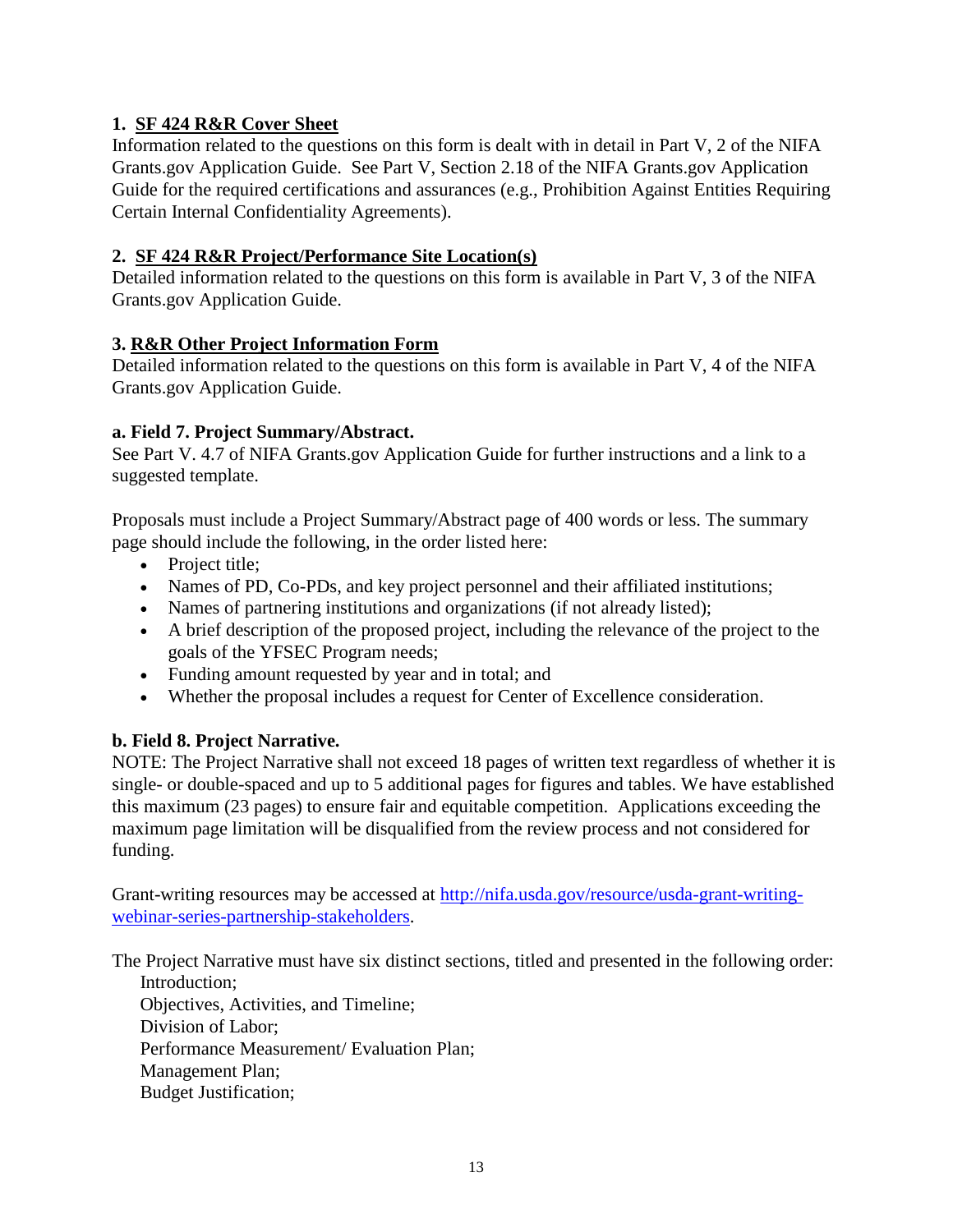**1. SF 424 R&R Cover Sheet**

Information related to the questions on this form is dealt with in detail in Part V, 2 of the NIFA Grants.gov Application Guide. See Part V, Section 2.18 of the NIFA Grants.gov Application Guide for the required certifications and assurances (e.g., Prohibition Against Entities Requiring Certain Internal Confidentiality Agreements).

**2. SF 424 R&R Project/Performance Site Location(s)**

Detailed information related to the questions on this form is available in Part V, 3 of the NIFA Grants.gov Application Guide.

**3. R&R Other Project Information Form**

Detailed information related to the questions on this form is available in Part V, 4 of the NIFA Grants.gov Application Guide.

**a. Field 7. Project Summary/Abstract.**

See Part V. 4.7 of NIFA Grants.gov Application Guide for further instructions and a link to a suggested template.

Proposals must include a Project Summary/Abstract page of 400 words or less. The summary page should include the following, in the order listed here:

- Project title;
- Names of PD, Co-PDs, and key project personnel and their affiliated institutions;
- Names of partnering institutions and organizations (if not already listed);
- A brief description of the proposed project, including the relevance of the project to the goals of the YFSEC Program needs;
- Funding amount requested by year and in total; and
- Whether the proposal includes a request for Center of Excellence consideration.

**b. Field 8. Project Narrative.**

NOTE: The Project Narrative shall not exceed 18 pages of written text regardless of whether it is single- or double-spaced and up to 5 additional pages for figures and tables. We have established this maximum (23 pages) to ensure fair and equitable competition. Applications exceeding the maximum page limitation will be disqualified from the review process and not considered for funding.

Grant-writing resources may be accessed at [http://nifa.usda.gov/resource/usda-grant-writing-webinar-series-partnership-stakeholders](http://nifa.usda.gov/resource/usda-grant-writing-webinar-series-partnership-stakeholders).

The Project Narrative must have six distinct sections, titled and presented in the following order:

Introduction;
Objectives, Activities, and Timeline;
Division of Labor;
Performance Measurement/ Evaluation Plan;
Management Plan;
Budget Justification;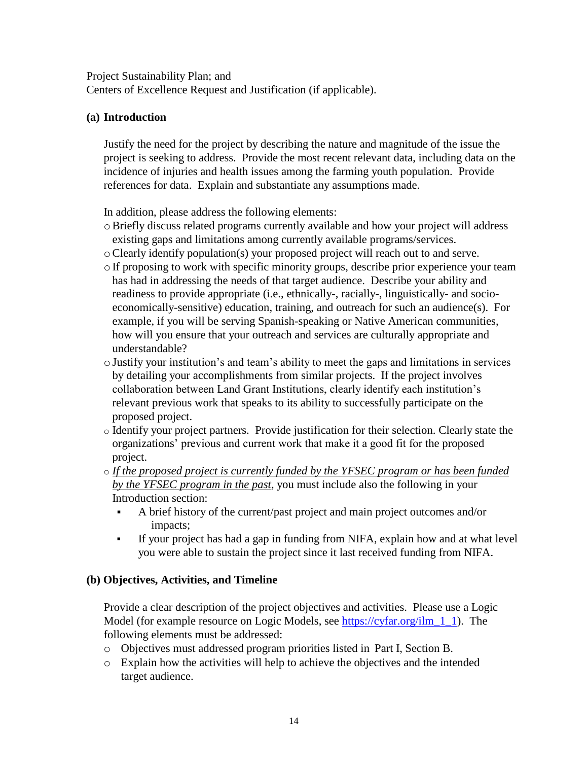Project Sustainability Plan; and
Centers of Excellence Request and Justification (if applicable).

### (a) Introduction

Justify the need for the project by describing the nature and magnitude of the issue the project is seeking to address. Provide the most recent relevant data, including data on the incidence of injuries and health issues among the farming youth population. Provide references for data. Explain and substantiate any assumptions made.

In addition, please address the following elements:

- Briefly discuss related programs currently available and how your project will address existing gaps and limitations among currently available programs/services.
- Clearly identify population(s) your proposed project will reach out to and serve.
- If proposing to work with specific minority groups, describe prior experience your team has had in addressing the needs of that target audience. Describe your ability and readiness to provide appropriate (i.e., ethnically-, racially-, linguistically- and socio-economically-sensitive) education, training, and outreach for such an audience(s). For example, if you will be serving Spanish-speaking or Native American communities, how will you ensure that your outreach and services are culturally appropriate and understandable?
- Justify your institution's and team's ability to meet the gaps and limitations in services by detailing your accomplishments from similar projects. If the project involves collaboration between Land Grant Institutions, clearly identify each institution's relevant previous work that speaks to its ability to successfully participate on the proposed project.
- Identify your project partners. Provide justification for their selection. Clearly state the organizations' previous and current work that make it a good fit for the proposed project.
- *If the proposed project is currently funded by the YFSEC program or has been funded by the YFSEC program in the past*, you must include also the following in your Introduction section:
  - A brief history of the current/past project and main project outcomes and/or impacts;
  - If your project has had a gap in funding from NIFA, explain how and at what level you were able to sustain the project since it last received funding from NIFA.

### (b) Objectives, Activities, and Timeline

Provide a clear description of the project objectives and activities. Please use a Logic Model (for example resource on Logic Models, see https://cyfar.org/ilm_1_1). The following elements must be addressed:

- Objectives must addressed program priorities listed in Part I, Section B.
- Explain how the activities will help to achieve the objectives and the intended target audience.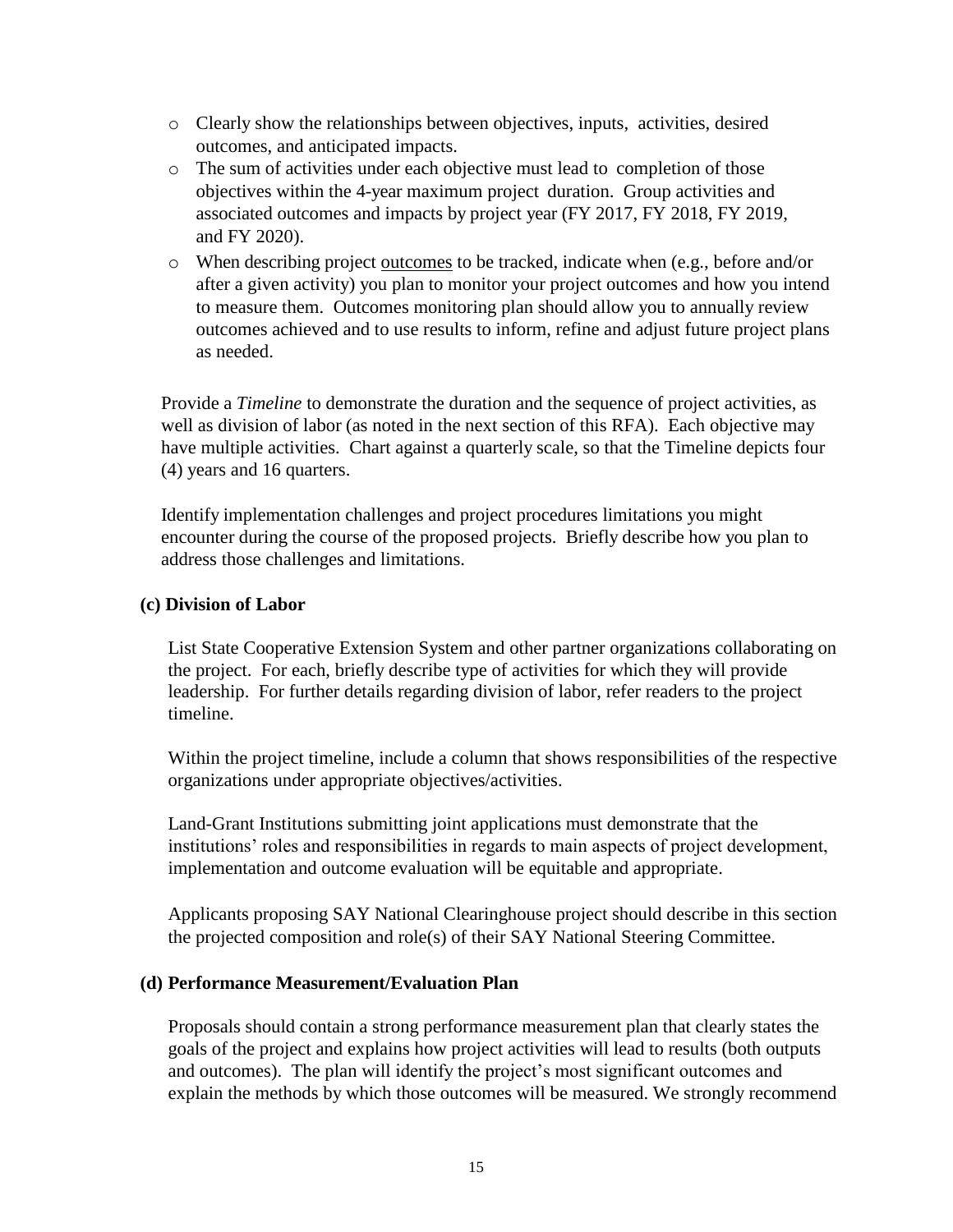- Clearly show the relationships between objectives, inputs, activities, desired outcomes, and anticipated impacts.
- The sum of activities under each objective must lead to completion of those objectives within the 4-year maximum project duration. Group activities and associated outcomes and impacts by project year (FY 2017, FY 2018, FY 2019, and FY 2020).
- When describing project <u>outcomes</u> to be tracked, indicate when (e.g., before and/or after a given activity) you plan to monitor your project outcomes and how you intend to measure them. Outcomes monitoring plan should allow you to annually review outcomes achieved and to use results to inform, refine and adjust future project plans as needed.

Provide a *Timeline* to demonstrate the duration and the sequence of project activities, as well as division of labor (as noted in the next section of this RFA). Each objective may have multiple activities. Chart against a quarterly scale, so that the Timeline depicts four (4) years and 16 quarters.

Identify implementation challenges and project procedures limitations you might encounter during the course of the proposed projects. Briefly describe how you plan to address those challenges and limitations.

**(c) Division of Labor**

List State Cooperative Extension System and other partner organizations collaborating on the project. For each, briefly describe type of activities for which they will provide leadership. For further details regarding division of labor, refer readers to the project timeline.

Within the project timeline, include a column that shows responsibilities of the respective organizations under appropriate objectives/activities.

Land-Grant Institutions submitting joint applications must demonstrate that the institutions' roles and responsibilities in regards to main aspects of project development, implementation and outcome evaluation will be equitable and appropriate.

Applicants proposing SAY National Clearinghouse project should describe in this section the projected composition and role(s) of their SAY National Steering Committee.

**(d) Performance Measurement/Evaluation Plan**

Proposals should contain a strong performance measurement plan that clearly states the goals of the project and explains how project activities will lead to results (both outputs and outcomes). The plan will identify the project's most significant outcomes and explain the methods by which those outcomes will be measured. We strongly recommend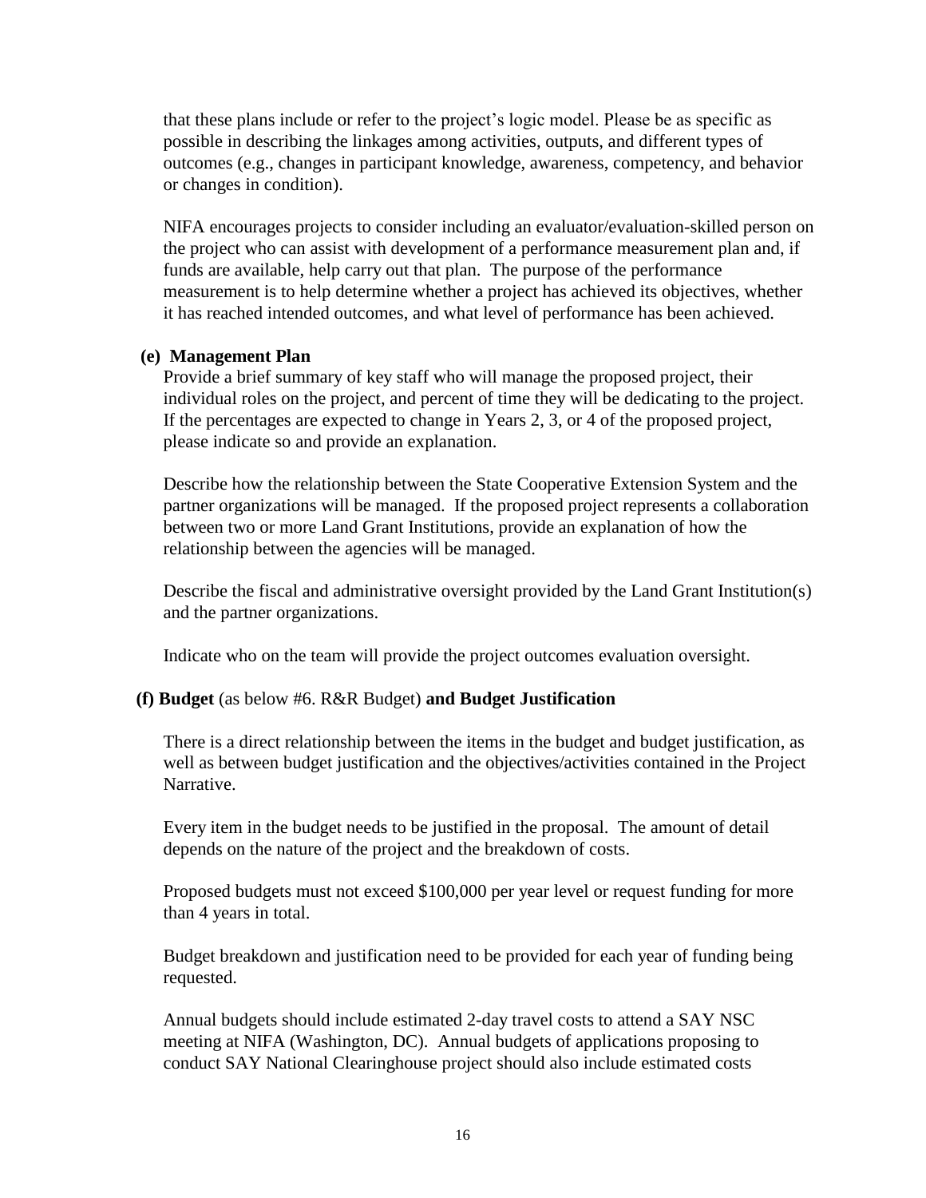that these plans include or refer to the project's logic model. Please be as specific as possible in describing the linkages among activities, outputs, and different types of outcomes (e.g., changes in participant knowledge, awareness, competency, and behavior or changes in condition).

NIFA encourages projects to consider including an evaluator/evaluation-skilled person on the project who can assist with development of a performance measurement plan and, if funds are available, help carry out that plan. The purpose of the performance measurement is to help determine whether a project has achieved its objectives, whether it has reached intended outcomes, and what level of performance has been achieved.

**(e) Management Plan**

Provide a brief summary of key staff who will manage the proposed project, their individual roles on the project, and percent of time they will be dedicating to the project. If the percentages are expected to change in Years 2, 3, or 4 of the proposed project, please indicate so and provide an explanation.

Describe how the relationship between the State Cooperative Extension System and the partner organizations will be managed. If the proposed project represents a collaboration between two or more Land Grant Institutions, provide an explanation of how the relationship between the agencies will be managed.

Describe the fiscal and administrative oversight provided by the Land Grant Institution(s) and the partner organizations.

Indicate who on the team will provide the project outcomes evaluation oversight.

**(f) Budget** (as below #6. R&R Budget) **and Budget Justification**

There is a direct relationship between the items in the budget and budget justification, as well as between budget justification and the objectives/activities contained in the Project Narrative.

Every item in the budget needs to be justified in the proposal. The amount of detail depends on the nature of the project and the breakdown of costs.

Proposed budgets must not exceed $100,000 per year level or request funding for more than 4 years in total.

Budget breakdown and justification need to be provided for each year of funding being requested.

Annual budgets should include estimated 2-day travel costs to attend a SAY NSC meeting at NIFA (Washington, DC). Annual budgets of applications proposing to conduct SAY National Clearinghouse project should also include estimated costs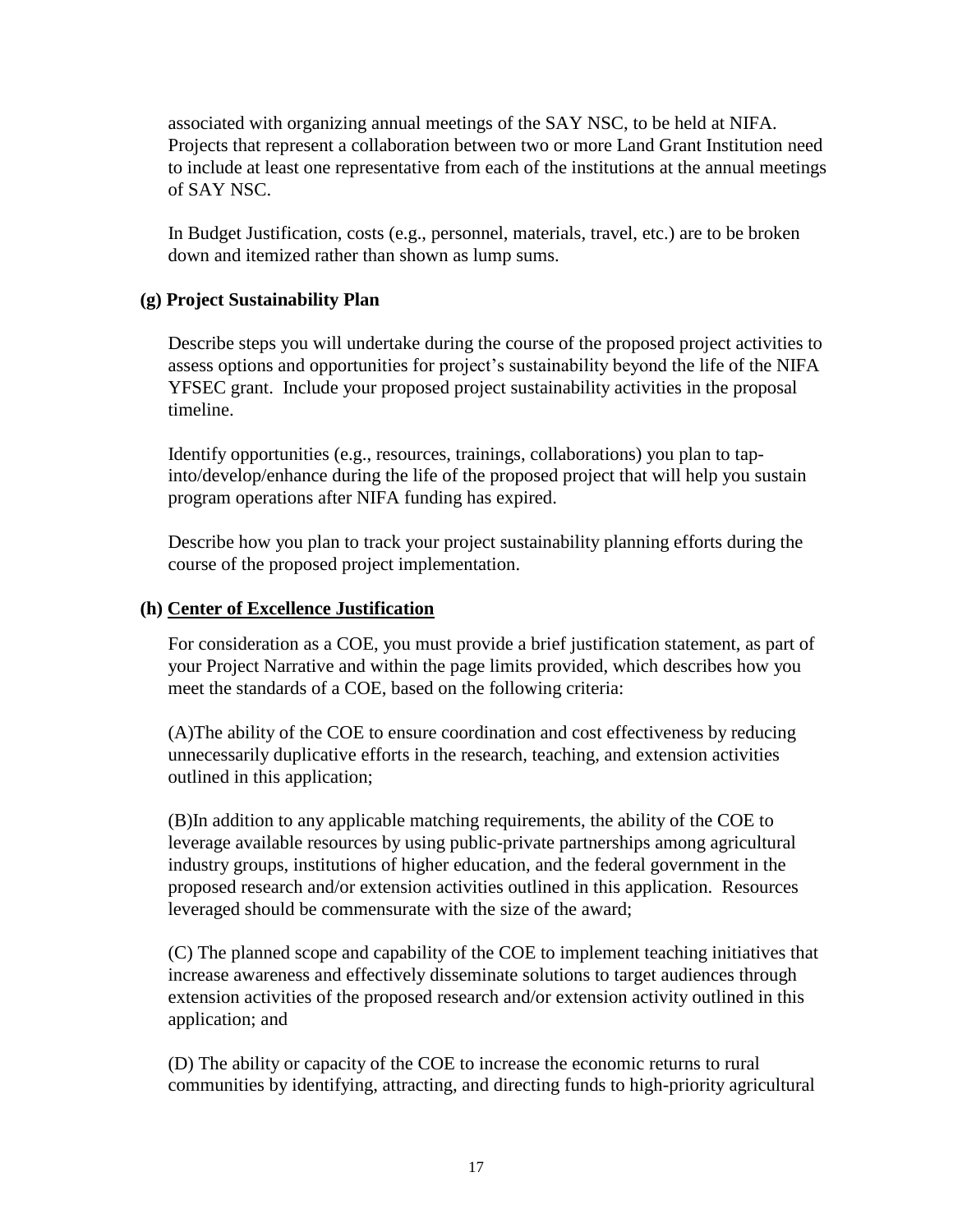associated with organizing annual meetings of the SAY NSC, to be held at NIFA. Projects that represent a collaboration between two or more Land Grant Institution need to include at least one representative from each of the institutions at the annual meetings of SAY NSC.

In Budget Justification, costs (e.g., personnel, materials, travel, etc.) are to be broken down and itemized rather than shown as lump sums.

**(g) Project Sustainability Plan**

Describe steps you will undertake during the course of the proposed project activities to assess options and opportunities for project's sustainability beyond the life of the NIFA YFSEC grant. Include your proposed project sustainability activities in the proposal timeline.

Identify opportunities (e.g., resources, trainings, collaborations) you plan to tap-into/develop/enhance during the life of the proposed project that will help you sustain program operations after NIFA funding has expired.

Describe how you plan to track your project sustainability planning efforts during the course of the proposed project implementation.

**(h) <u>Center of Excellence Justification</u>**

For consideration as a COE, you must provide a brief justification statement, as part of your Project Narrative and within the page limits provided, which describes how you meet the standards of a COE, based on the following criteria:

(A)The ability of the COE to ensure coordination and cost effectiveness by reducing unnecessarily duplicative efforts in the research, teaching, and extension activities outlined in this application;

(B)In addition to any applicable matching requirements, the ability of the COE to leverage available resources by using public-private partnerships among agricultural industry groups, institutions of higher education, and the federal government in the proposed research and/or extension activities outlined in this application. Resources leveraged should be commensurate with the size of the award;

(C) The planned scope and capability of the COE to implement teaching initiatives that increase awareness and effectively disseminate solutions to target audiences through extension activities of the proposed research and/or extension activity outlined in this application; and

(D) The ability or capacity of the COE to increase the economic returns to rural communities by identifying, attracting, and directing funds to high-priority agricultural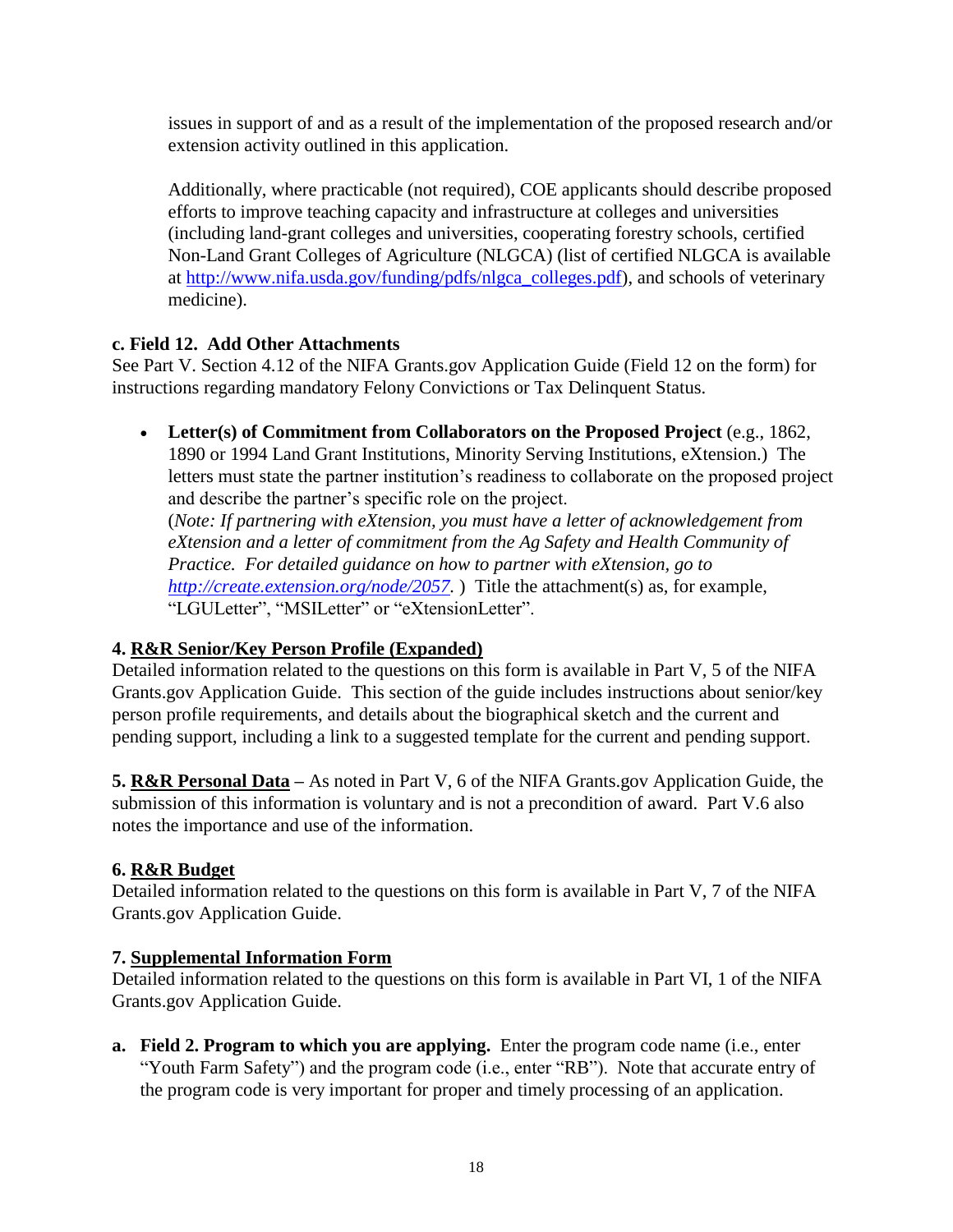issues in support of and as a result of the implementation of the proposed research and/or extension activity outlined in this application.

Additionally, where practicable (not required), COE applicants should describe proposed efforts to improve teaching capacity and infrastructure at colleges and universities (including land-grant colleges and universities, cooperating forestry schools, certified Non-Land Grant Colleges of Agriculture (NLGCA) (list of certified NLGCA is available at [http://www.nifa.usda.gov/funding/pdfs/nlgca_colleges.pdf](http://www.nifa.usda.gov/funding/pdfs/nlgca_colleges.pdf)), and schools of veterinary medicine).

**c. Field 12. Add Other Attachments**

See Part V. Section 4.12 of the NIFA Grants.gov Application Guide (Field 12 on the form) for instructions regarding mandatory Felony Convictions or Tax Delinquent Status.

- **Letter(s) of Commitment from Collaborators on the Proposed Project** (e.g., 1862, 1890 or 1994 Land Grant Institutions, Minority Serving Institutions, eXtension.) The letters must state the partner institution's readiness to collaborate on the proposed project and describe the partner's specific role on the project. (*Note: If partnering with eXtension, you must have a letter of acknowledgement from eXtension and a letter of commitment from the Ag Safety and Health Community of Practice. For detailed guidance on how to partner with eXtension, go to [http://create.extension.org/node/2057](http://create.extension.org/node/2057).* ) Title the attachment(s) as, for example, "LGULetter", "MSILetter" or "eXtensionLetter".

**4. <u>R&R Senior/Key Person Profile (Expanded)</u>**

Detailed information related to the questions on this form is available in Part V, 5 of the NIFA Grants.gov Application Guide. This section of the guide includes instructions about senior/key person profile requirements, and details about the biographical sketch and the current and pending support, including a link to a suggested template for the current and pending support.

**5. <u>R&R Personal Data</u> –** As noted in Part V, 6 of the NIFA Grants.gov Application Guide, the submission of this information is voluntary and is not a precondition of award. Part V.6 also notes the importance and use of the information.

**6. <u>R&R Budget</u>**

Detailed information related to the questions on this form is available in Part V, 7 of the NIFA Grants.gov Application Guide.

**7. <u>Supplemental Information Form</u>**

Detailed information related to the questions on this form is available in Part VI, 1 of the NIFA Grants.gov Application Guide.

**a. Field 2. Program to which you are applying.** Enter the program code name (i.e., enter "Youth Farm Safety") and the program code (i.e., enter "RB"). Note that accurate entry of the program code is very important for proper and timely processing of an application.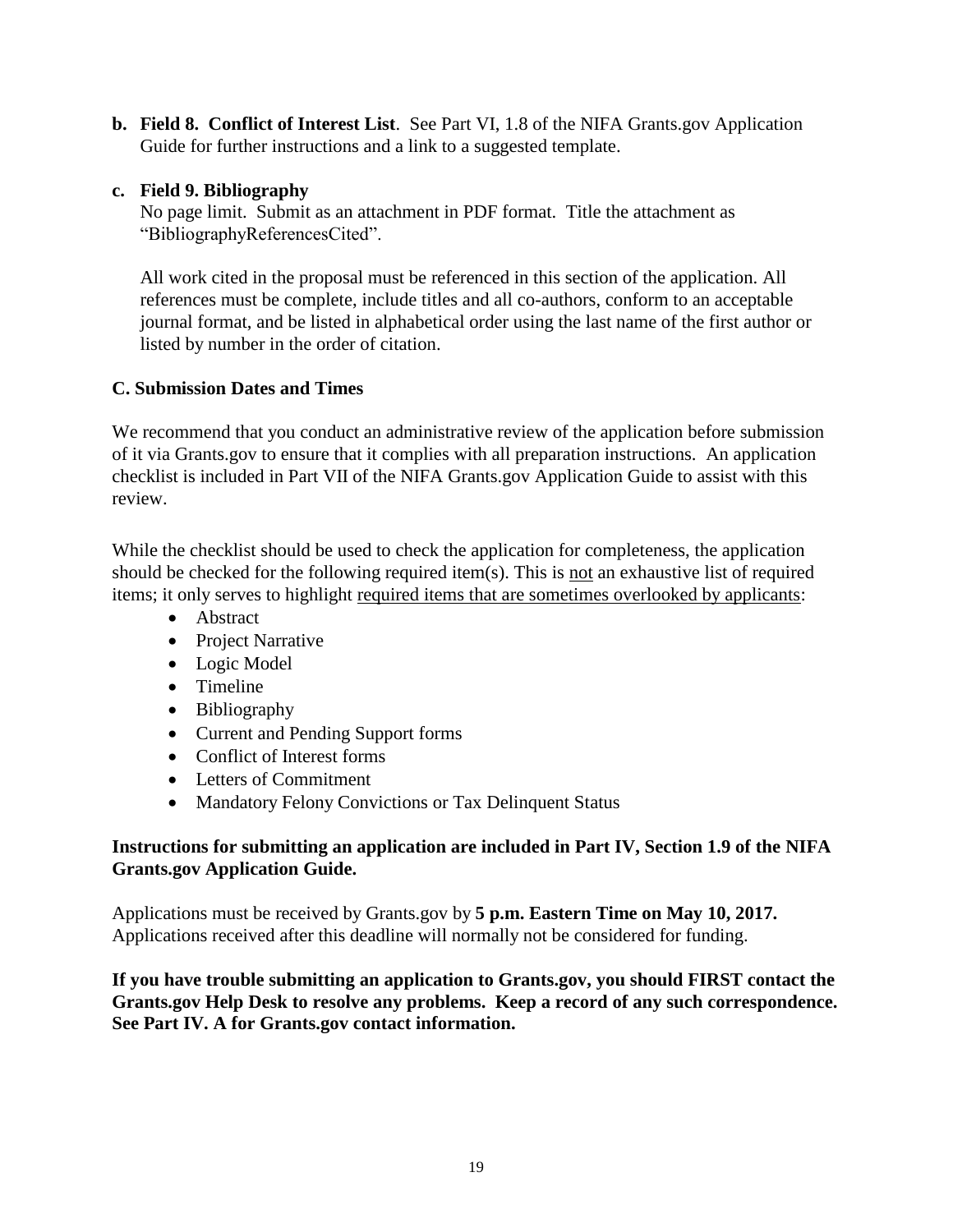**b. Field 8. Conflict of Interest List**. See Part VI, 1.8 of the NIFA Grants.gov Application Guide for further instructions and a link to a suggested template.

**c. Field 9. Bibliography**

No page limit. Submit as an attachment in PDF format. Title the attachment as "BibliographyReferencesCited".

All work cited in the proposal must be referenced in this section of the application. All references must be complete, include titles and all co-authors, conform to an acceptable journal format, and be listed in alphabetical order using the last name of the first author or listed by number in the order of citation.

### C. Submission Dates and Times

We recommend that you conduct an administrative review of the application before submission of it via Grants.gov to ensure that it complies with all preparation instructions. An application checklist is included in Part VII of the NIFA Grants.gov Application Guide to assist with this review.

While the checklist should be used to check the application for completeness, the application should be checked for the following required item(s). This is not an exhaustive list of required items; it only serves to highlight required items that are sometimes overlooked by applicants:

- Abstract
- Project Narrative
- Logic Model
- Timeline
- Bibliography
- Current and Pending Support forms
- Conflict of Interest forms
- Letters of Commitment
- Mandatory Felony Convictions or Tax Delinquent Status

**Instructions for submitting an application are included in Part IV, Section 1.9 of the NIFA Grants.gov Application Guide.**

Applications must be received by Grants.gov by **5 p.m. Eastern Time on May 10, 2017.** Applications received after this deadline will normally not be considered for funding.

**If you have trouble submitting an application to Grants.gov, you should FIRST contact the Grants.gov Help Desk to resolve any problems. Keep a record of any such correspondence. See Part IV. A for Grants.gov contact information.**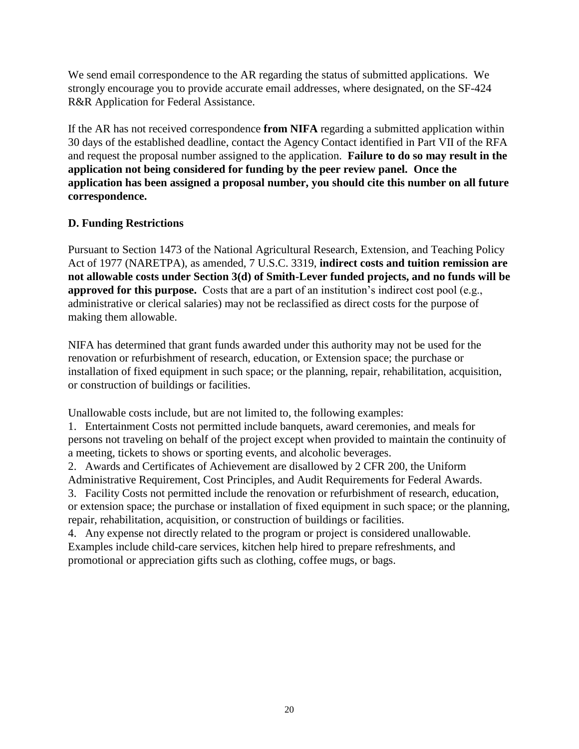We send email correspondence to the AR regarding the status of submitted applications. We strongly encourage you to provide accurate email addresses, where designated, on the SF-424 R&R Application for Federal Assistance.

If the AR has not received correspondence **from NIFA** regarding a submitted application within 30 days of the established deadline, contact the Agency Contact identified in Part VII of the RFA and request the proposal number assigned to the application. **Failure to do so may result in the application not being considered for funding by the peer review panel. Once the application has been assigned a proposal number, you should cite this number on all future correspondence.**

### D. Funding Restrictions

Pursuant to Section 1473 of the National Agricultural Research, Extension, and Teaching Policy Act of 1977 (NARETPA), as amended, 7 U.S.C. 3319, **indirect costs and tuition remission are not allowable costs under Section 3(d) of Smith-Lever funded projects, and no funds will be approved for this purpose.** Costs that are a part of an institution's indirect cost pool (e.g., administrative or clerical salaries) may not be reclassified as direct costs for the purpose of making them allowable.

NIFA has determined that grant funds awarded under this authority may not be used for the renovation or refurbishment of research, education, or Extension space; the purchase or installation of fixed equipment in such space; or the planning, repair, rehabilitation, acquisition, or construction of buildings or facilities.

Unallowable costs include, but are not limited to, the following examples:

1. Entertainment Costs not permitted include banquets, award ceremonies, and meals for persons not traveling on behalf of the project except when provided to maintain the continuity of a meeting, tickets to shows or sporting events, and alcoholic beverages.
2. Awards and Certificates of Achievement are disallowed by 2 CFR 200, the Uniform Administrative Requirement, Cost Principles, and Audit Requirements for Federal Awards.
3. Facility Costs not permitted include the renovation or refurbishment of research, education, or extension space; the purchase or installation of fixed equipment in such space; or the planning, repair, rehabilitation, acquisition, or construction of buildings or facilities.
4. Any expense not directly related to the program or project is considered unallowable. Examples include child-care services, kitchen help hired to prepare refreshments, and promotional or appreciation gifts such as clothing, coffee mugs, or bags.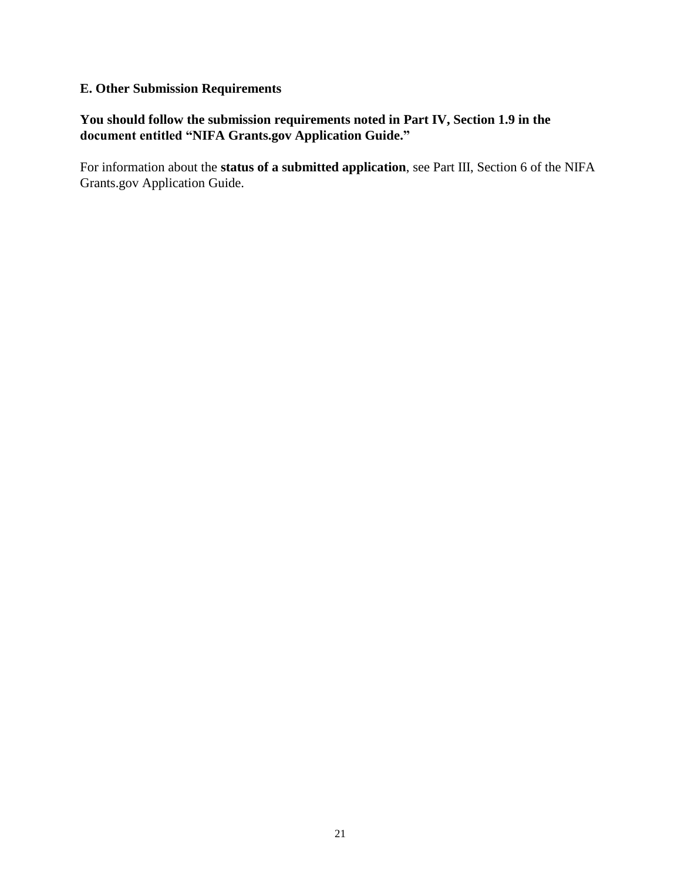### E. Other Submission Requirements

**You should follow the submission requirements noted in Part IV, Section 1.9 in the document entitled "NIFA Grants.gov Application Guide."**

For information about the **status of a submitted application**, see Part III, Section 6 of the NIFA Grants.gov Application Guide.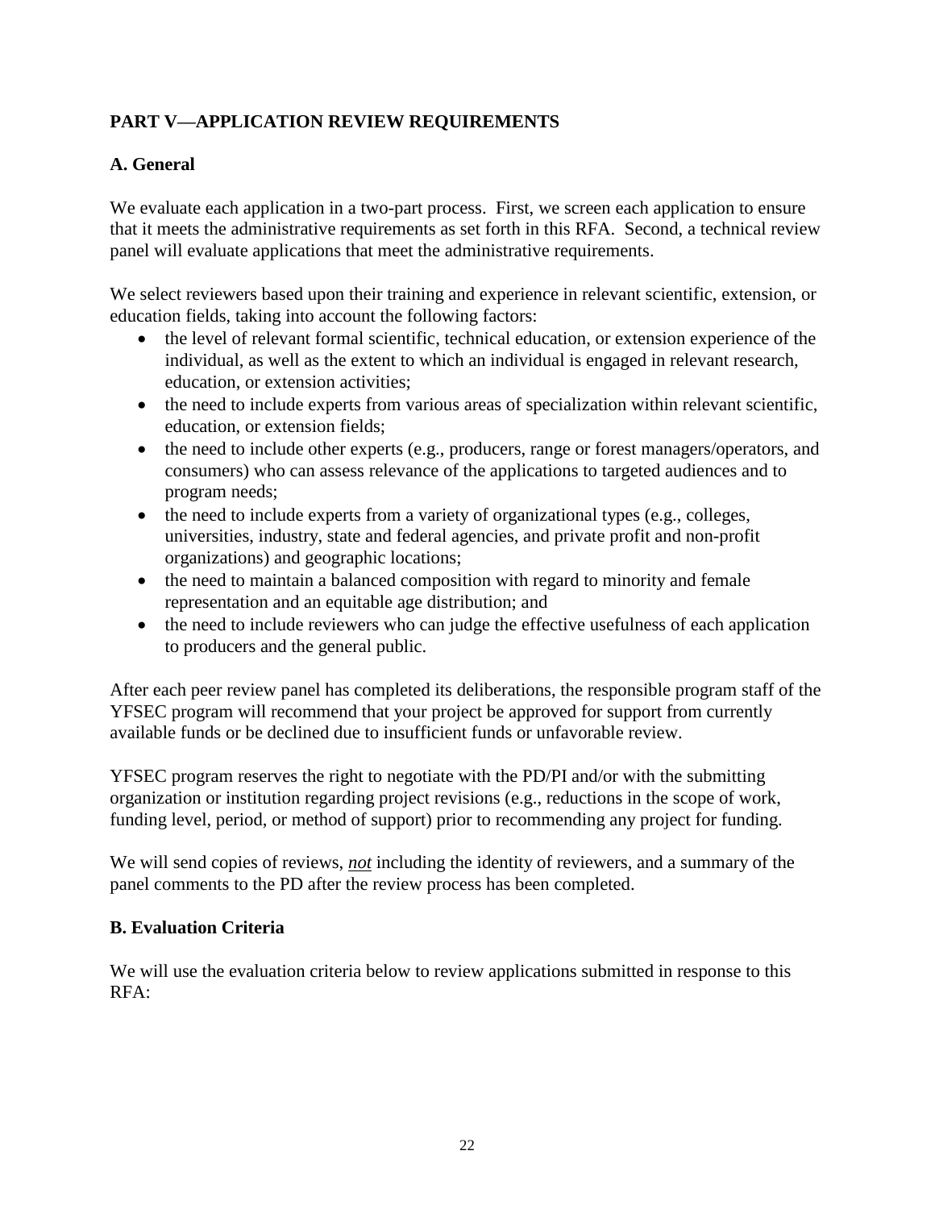## PART V—APPLICATION REVIEW REQUIREMENTS

### A. General

We evaluate each application in a two-part process. First, we screen each application to ensure that it meets the administrative requirements as set forth in this RFA. Second, a technical review panel will evaluate applications that meet the administrative requirements.

We select reviewers based upon their training and experience in relevant scientific, extension, or education fields, taking into account the following factors:

- the level of relevant formal scientific, technical education, or extension experience of the individual, as well as the extent to which an individual is engaged in relevant research, education, or extension activities;
- the need to include experts from various areas of specialization within relevant scientific, education, or extension fields;
- the need to include other experts (e.g., producers, range or forest managers/operators, and consumers) who can assess relevance of the applications to targeted audiences and to program needs;
- the need to include experts from a variety of organizational types (e.g., colleges, universities, industry, state and federal agencies, and private profit and non-profit organizations) and geographic locations;
- the need to maintain a balanced composition with regard to minority and female representation and an equitable age distribution; and
- the need to include reviewers who can judge the effective usefulness of each application to producers and the general public.

After each peer review panel has completed its deliberations, the responsible program staff of the YFSEC program will recommend that your project be approved for support from currently available funds or be declined due to insufficient funds or unfavorable review.

YFSEC program reserves the right to negotiate with the PD/PI and/or with the submitting organization or institution regarding project revisions (e.g., reductions in the scope of work, funding level, period, or method of support) prior to recommending any project for funding.

We will send copies of reviews, ***not*** including the identity of reviewers, and a summary of the panel comments to the PD after the review process has been completed.

### B. Evaluation Criteria

We will use the evaluation criteria below to review applications submitted in response to this RFA: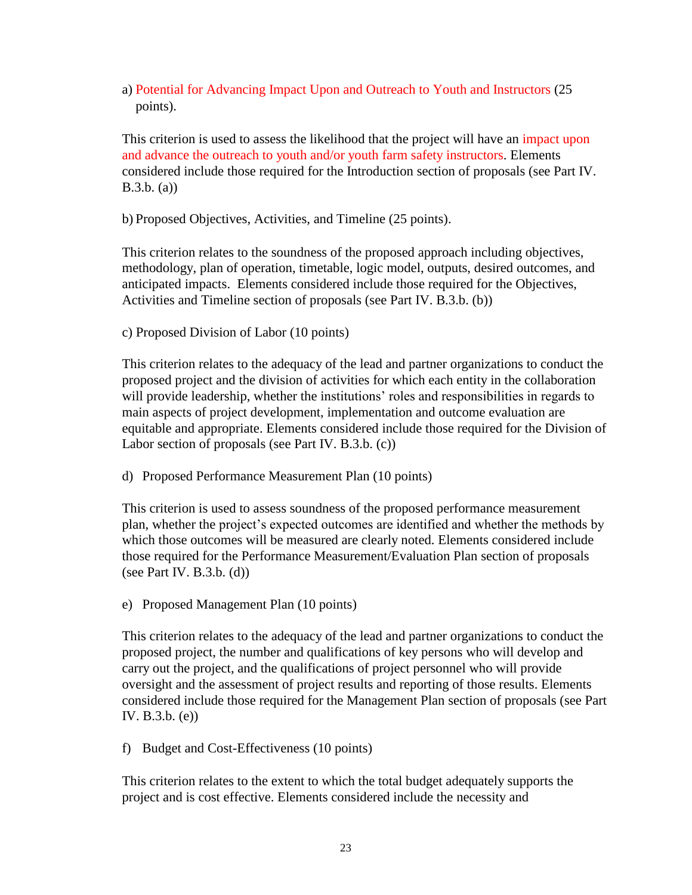a) Potential for Advancing Impact Upon and Outreach to Youth and Instructors (25 points).

This criterion is used to assess the likelihood that the project will have an impact upon and advance the outreach to youth and/or youth farm safety instructors. Elements considered include those required for the Introduction section of proposals (see Part IV. B.3.b. (a))

b) Proposed Objectives, Activities, and Timeline (25 points).

This criterion relates to the soundness of the proposed approach including objectives, methodology, plan of operation, timetable, logic model, outputs, desired outcomes, and anticipated impacts. Elements considered include those required for the Objectives, Activities and Timeline section of proposals (see Part IV. B.3.b. (b))

c) Proposed Division of Labor (10 points)

This criterion relates to the adequacy of the lead and partner organizations to conduct the proposed project and the division of activities for which each entity in the collaboration will provide leadership, whether the institutions' roles and responsibilities in regards to main aspects of project development, implementation and outcome evaluation are equitable and appropriate. Elements considered include those required for the Division of Labor section of proposals (see Part IV. B.3.b. (c))

d) Proposed Performance Measurement Plan (10 points)

This criterion is used to assess soundness of the proposed performance measurement plan, whether the project's expected outcomes are identified and whether the methods by which those outcomes will be measured are clearly noted. Elements considered include those required for the Performance Measurement/Evaluation Plan section of proposals (see Part IV. B.3.b. (d))

e) Proposed Management Plan (10 points)

This criterion relates to the adequacy of the lead and partner organizations to conduct the proposed project, the number and qualifications of key persons who will develop and carry out the project, and the qualifications of project personnel who will provide oversight and the assessment of project results and reporting of those results. Elements considered include those required for the Management Plan section of proposals (see Part IV. B.3.b. (e))

f) Budget and Cost-Effectiveness (10 points)

This criterion relates to the extent to which the total budget adequately supports the project and is cost effective. Elements considered include the necessity and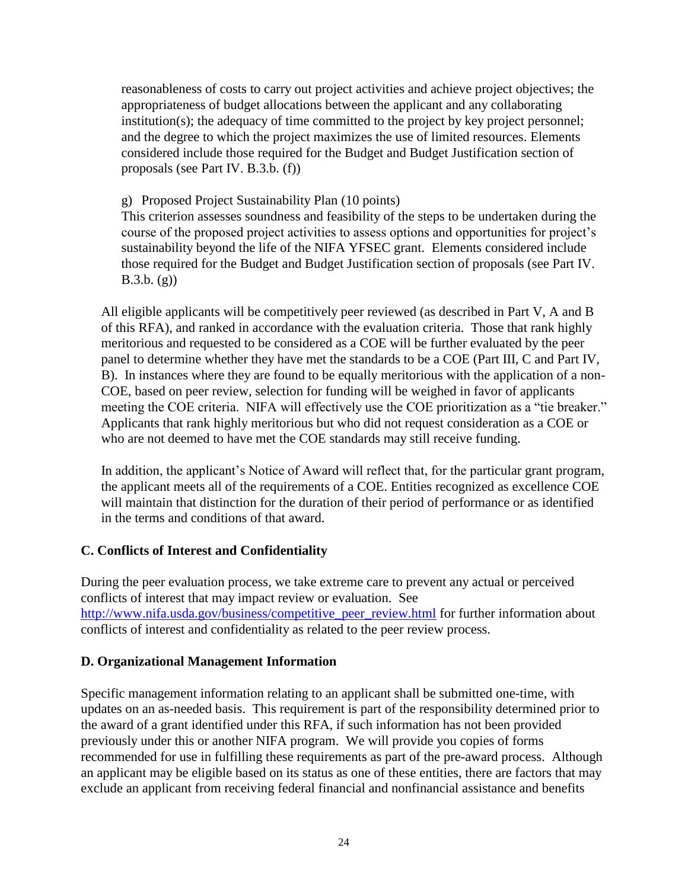reasonableness of costs to carry out project activities and achieve project objectives; the appropriateness of budget allocations between the applicant and any collaborating institution(s); the adequacy of time committed to the project by key project personnel; and the degree to which the project maximizes the use of limited resources. Elements considered include those required for the Budget and Budget Justification section of proposals (see Part IV. B.3.b. (f))

g) Proposed Project Sustainability Plan (10 points)
This criterion assesses soundness and feasibility of the steps to be undertaken during the course of the proposed project activities to assess options and opportunities for project's sustainability beyond the life of the NIFA YFSEC grant. Elements considered include those required for the Budget and Budget Justification section of proposals (see Part IV. B.3.b. (g))

All eligible applicants will be competitively peer reviewed (as described in Part V, A and B of this RFA), and ranked in accordance with the evaluation criteria. Those that rank highly meritorious and requested to be considered as a COE will be further evaluated by the peer panel to determine whether they have met the standards to be a COE (Part III, C and Part IV, B). In instances where they are found to be equally meritorious with the application of a non-COE, based on peer review, selection for funding will be weighed in favor of applicants meeting the COE criteria. NIFA will effectively use the COE prioritization as a "tie breaker." Applicants that rank highly meritorious but who did not request consideration as a COE or who are not deemed to have met the COE standards may still receive funding.

In addition, the applicant's Notice of Award will reflect that, for the particular grant program, the applicant meets all of the requirements of a COE. Entities recognized as excellence COE will maintain that distinction for the duration of their period of performance or as identified in the terms and conditions of that award.

### C. Conflicts of Interest and Confidentiality

During the peer evaluation process, we take extreme care to prevent any actual or perceived conflicts of interest that may impact review or evaluation. See [http://www.nifa.usda.gov/business/competitive_peer_review.html](http://www.nifa.usda.gov/business/competitive_peer_review.html) for further information about conflicts of interest and confidentiality as related to the peer review process.

### D. Organizational Management Information

Specific management information relating to an applicant shall be submitted one-time, with updates on an as-needed basis. This requirement is part of the responsibility determined prior to the award of a grant identified under this RFA, if such information has not been provided previously under this or another NIFA program. We will provide you copies of forms recommended for use in fulfilling these requirements as part of the pre-award process. Although an applicant may be eligible based on its status as one of these entities, there are factors that may exclude an applicant from receiving federal financial and nonfinancial assistance and benefits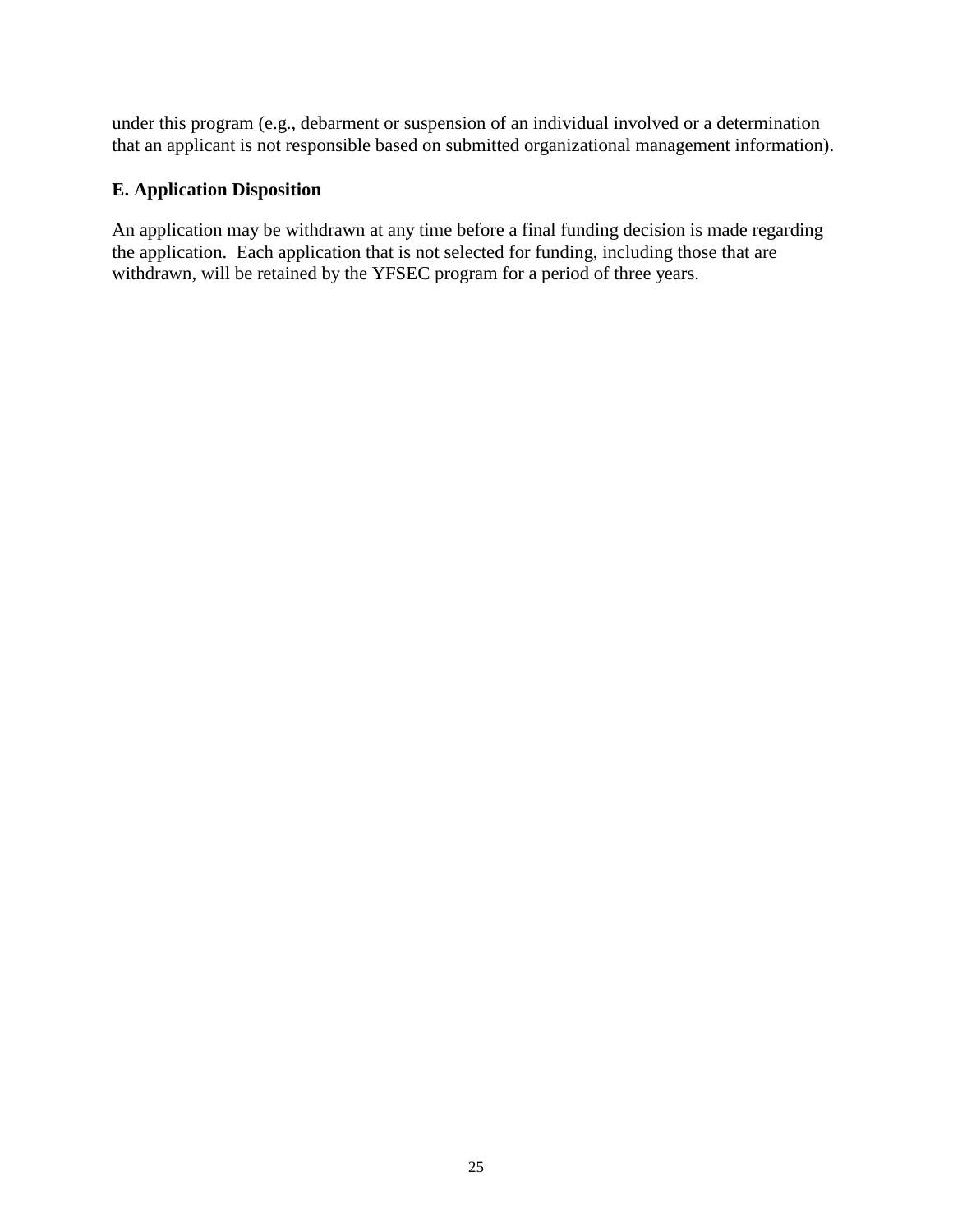under this program (e.g., debarment or suspension of an individual involved or a determination that an applicant is not responsible based on submitted organizational management information).

**E. Application Disposition**

An application may be withdrawn at any time before a final funding decision is made regarding the application. Each application that is not selected for funding, including those that are withdrawn, will be retained by the YFSEC program for a period of three years.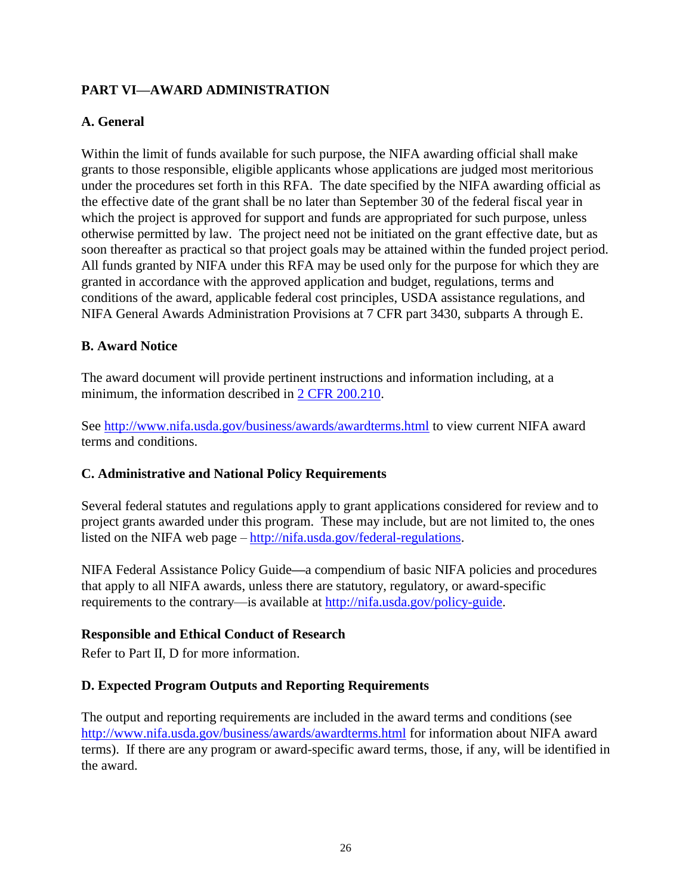## PART VI—AWARD ADMINISTRATION

### A. General

Within the limit of funds available for such purpose, the NIFA awarding official shall make grants to those responsible, eligible applicants whose applications are judged most meritorious under the procedures set forth in this RFA. The date specified by the NIFA awarding official as the effective date of the grant shall be no later than September 30 of the federal fiscal year in which the project is approved for support and funds are appropriated for such purpose, unless otherwise permitted by law. The project need not be initiated on the grant effective date, but as soon thereafter as practical so that project goals may be attained within the funded project period. All funds granted by NIFA under this RFA may be used only for the purpose for which they are granted in accordance with the approved application and budget, regulations, terms and conditions of the award, applicable federal cost principles, USDA assistance regulations, and NIFA General Awards Administration Provisions at 7 CFR part 3430, subparts A through E.

### B. Award Notice

The award document will provide pertinent instructions and information including, at a minimum, the information described in [2 CFR 200.210](2 CFR 200.210).

See [http://www.nifa.usda.gov/business/awards/awardterms.html](http://www.nifa.usda.gov/business/awards/awardterms.html) to view current NIFA award terms and conditions.

### C. Administrative and National Policy Requirements

Several federal statutes and regulations apply to grant applications considered for review and to project grants awarded under this program. These may include, but are not limited to, the ones listed on the NIFA web page – [http://nifa.usda.gov/federal-regulations](http://nifa.usda.gov/federal-regulations).

NIFA Federal Assistance Policy Guide—a compendium of basic NIFA policies and procedures that apply to all NIFA awards, unless there are statutory, regulatory, or award-specific requirements to the contrary—is available at [http://nifa.usda.gov/policy-guide](http://nifa.usda.gov/policy-guide).

#### Responsible and Ethical Conduct of Research

Refer to Part II, D for more information.

### D. Expected Program Outputs and Reporting Requirements

The output and reporting requirements are included in the award terms and conditions (see [http://www.nifa.usda.gov/business/awards/awardterms.html](http://www.nifa.usda.gov/business/awards/awardterms.html) for information about NIFA award terms). If there are any program or award-specific award terms, those, if any, will be identified in the award.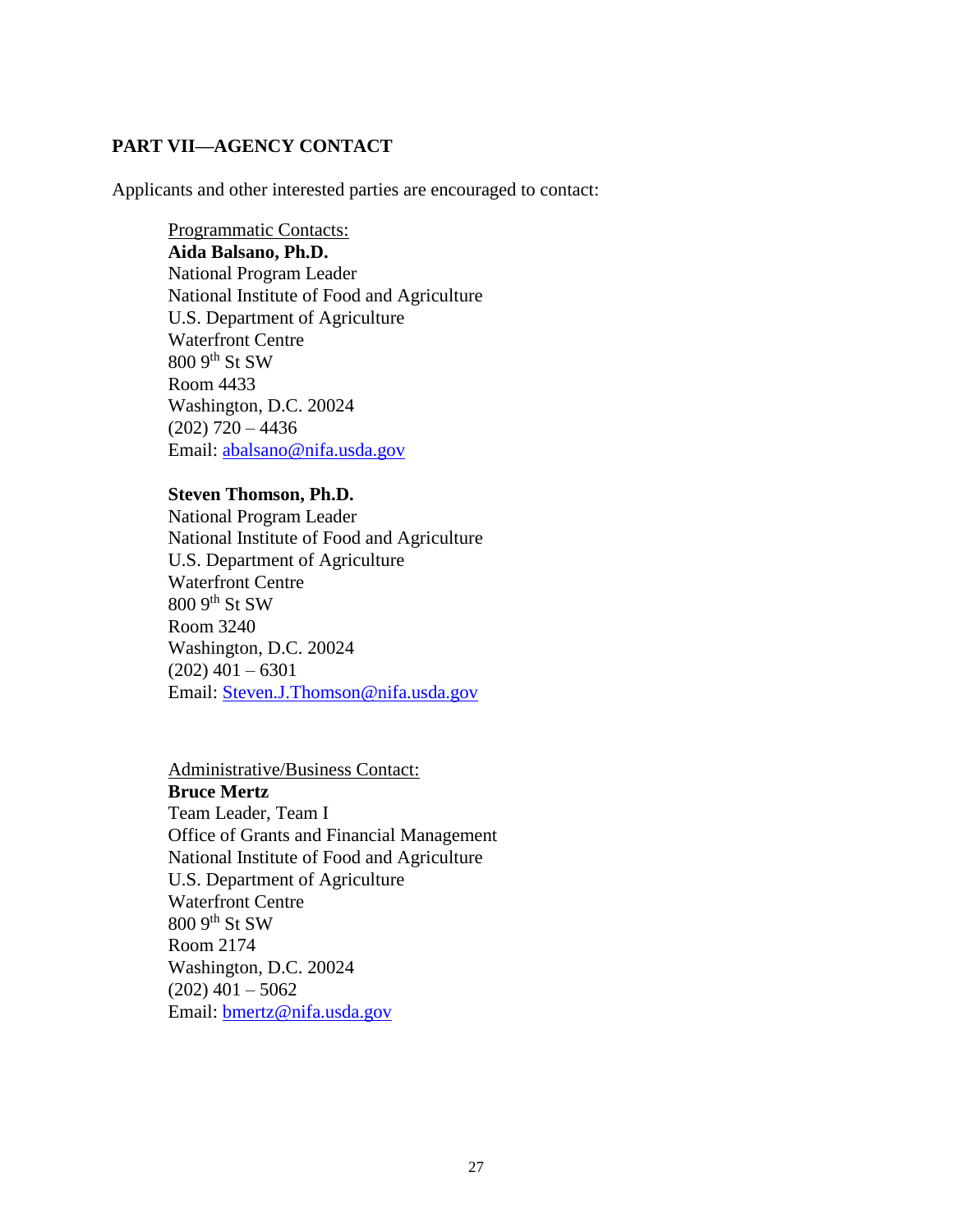## PART VII—AGENCY CONTACT

Applicants and other interested parties are encouraged to contact:

Programmatic Contacts:

**Aida Balsano, Ph.D.**
National Program Leader
National Institute of Food and Agriculture
U.S. Department of Agriculture
Waterfront Centre
800 9th St SW
Room 4433
Washington, D.C. 20024
(202) 720 – 4436
Email: abalsano@nifa.usda.gov

**Steven Thomson, Ph.D.**
National Program Leader
National Institute of Food and Agriculture
U.S. Department of Agriculture
Waterfront Centre
800 9th St SW
Room 3240
Washington, D.C. 20024
(202) 401 – 6301
Email: Steven.J.Thomson@nifa.usda.gov

Administrative/Business Contact:

**Bruce Mertz**
Team Leader, Team I
Office of Grants and Financial Management
National Institute of Food and Agriculture
U.S. Department of Agriculture
Waterfront Centre
800 9th St SW
Room 2174
Washington, D.C. 20024
(202) 401 – 5062
Email: bmertz@nifa.usda.gov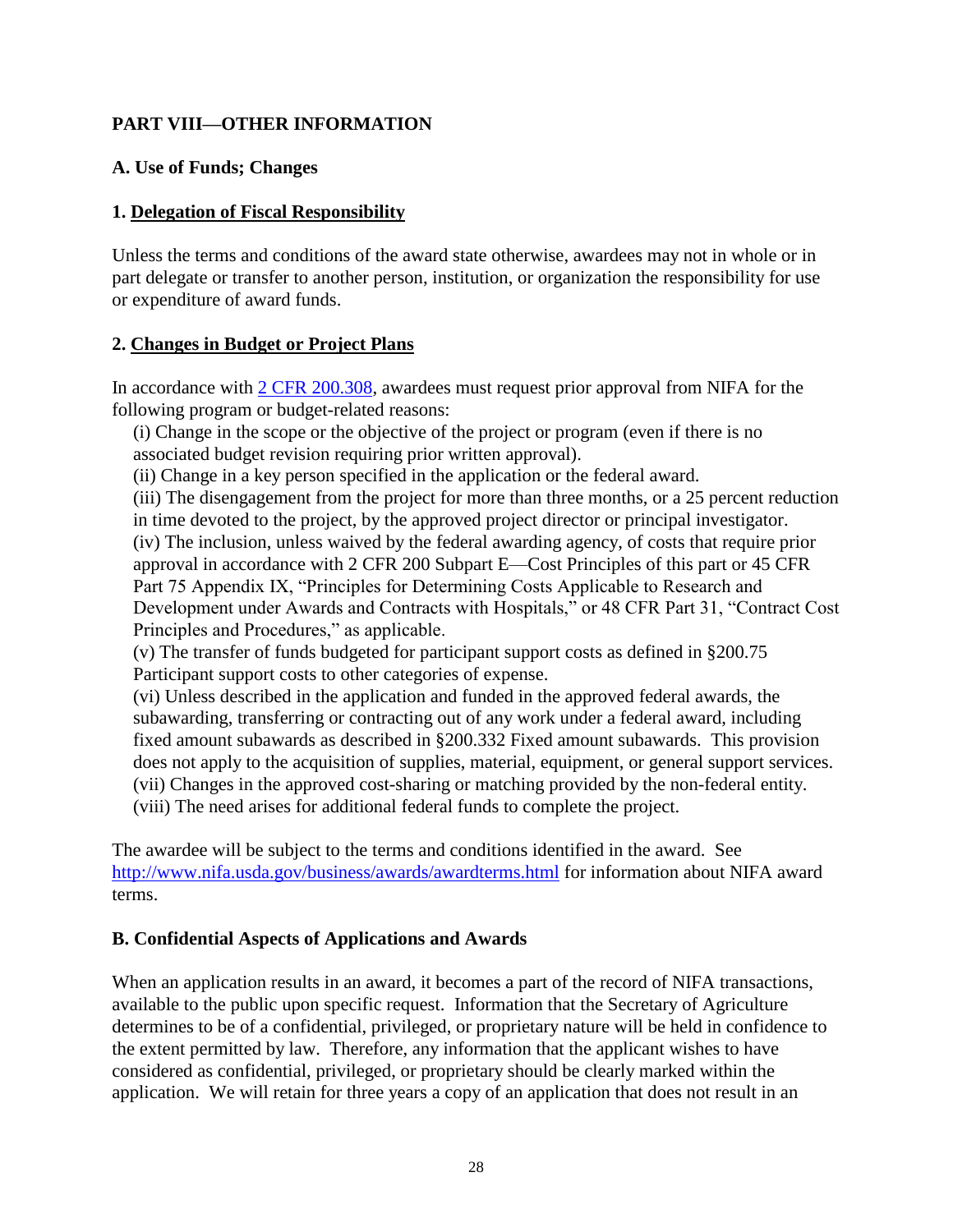## PART VIII—OTHER INFORMATION

### A. Use of Funds; Changes

#### 1. Delegation of Fiscal Responsibility

Unless the terms and conditions of the award state otherwise, awardees may not in whole or in part delegate or transfer to another person, institution, or organization the responsibility for use or expenditure of award funds.

#### 2. Changes in Budget or Project Plans

In accordance with [2 CFR 200.308](2 CFR 200.308), awardees must request prior approval from NIFA for the following program or budget-related reasons:

(i) Change in the scope or the objective of the project or program (even if there is no associated budget revision requiring prior written approval).

(ii) Change in a key person specified in the application or the federal award.

(iii) The disengagement from the project for more than three months, or a 25 percent reduction in time devoted to the project, by the approved project director or principal investigator.

(iv) The inclusion, unless waived by the federal awarding agency, of costs that require prior approval in accordance with 2 CFR 200 Subpart E—Cost Principles of this part or 45 CFR Part 75 Appendix IX, "Principles for Determining Costs Applicable to Research and Development under Awards and Contracts with Hospitals," or 48 CFR Part 31, "Contract Cost Principles and Procedures," as applicable.

(v) The transfer of funds budgeted for participant support costs as defined in §200.75 Participant support costs to other categories of expense.

(vi) Unless described in the application and funded in the approved federal awards, the subawarding, transferring or contracting out of any work under a federal award, including fixed amount subawards as described in §200.332 Fixed amount subawards. This provision does not apply to the acquisition of supplies, material, equipment, or general support services.

(vii) Changes in the approved cost-sharing or matching provided by the non-federal entity.

(viii) The need arises for additional federal funds to complete the project.

The awardee will be subject to the terms and conditions identified in the award. See http://www.nifa.usda.gov/business/awards/awardterms.html for information about NIFA award terms.

### B. Confidential Aspects of Applications and Awards

When an application results in an award, it becomes a part of the record of NIFA transactions, available to the public upon specific request. Information that the Secretary of Agriculture determines to be of a confidential, privileged, or proprietary nature will be held in confidence to the extent permitted by law. Therefore, any information that the applicant wishes to have considered as confidential, privileged, or proprietary should be clearly marked within the application. We will retain for three years a copy of an application that does not result in an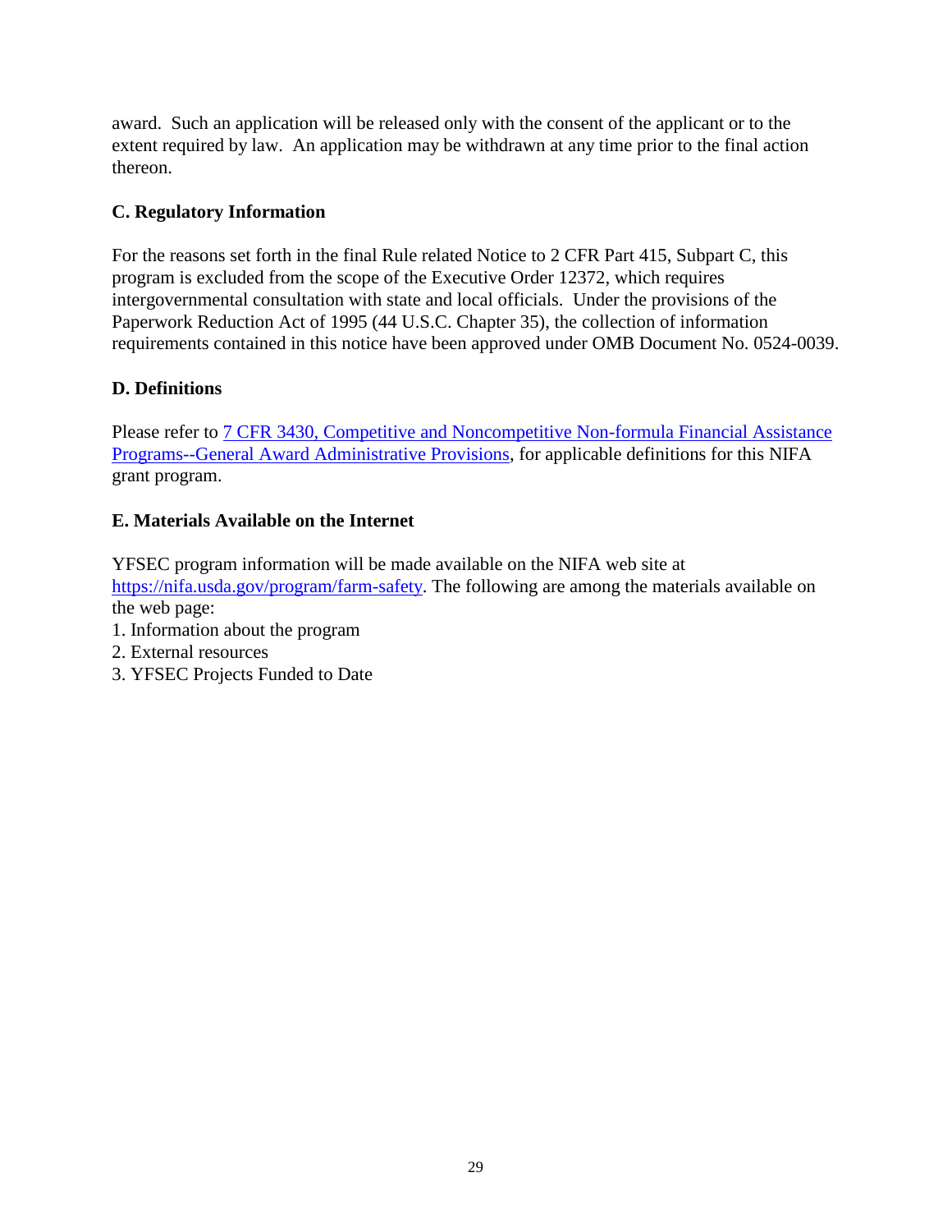award. Such an application will be released only with the consent of the applicant or to the extent required by law. An application may be withdrawn at any time prior to the final action thereon.

### C. Regulatory Information

For the reasons set forth in the final Rule related Notice to 2 CFR Part 415, Subpart C, this program is excluded from the scope of the Executive Order 12372, which requires intergovernmental consultation with state and local officials. Under the provisions of the Paperwork Reduction Act of 1995 (44 U.S.C. Chapter 35), the collection of information requirements contained in this notice have been approved under OMB Document No. 0524-0039.

### D. Definitions

Please refer to [7 CFR 3430, Competitive and Noncompetitive Non-formula Financial Assistance Programs--General Award Administrative Provisions](), for applicable definitions for this NIFA grant program.

### E. Materials Available on the Internet

YFSEC program information will be made available on the NIFA web site at [https://nifa.usda.gov/program/farm-safety](https://nifa.usda.gov/program/farm-safety). The following are among the materials available on the web page:

1. Information about the program
2. External resources
3. YFSEC Projects Funded to Date